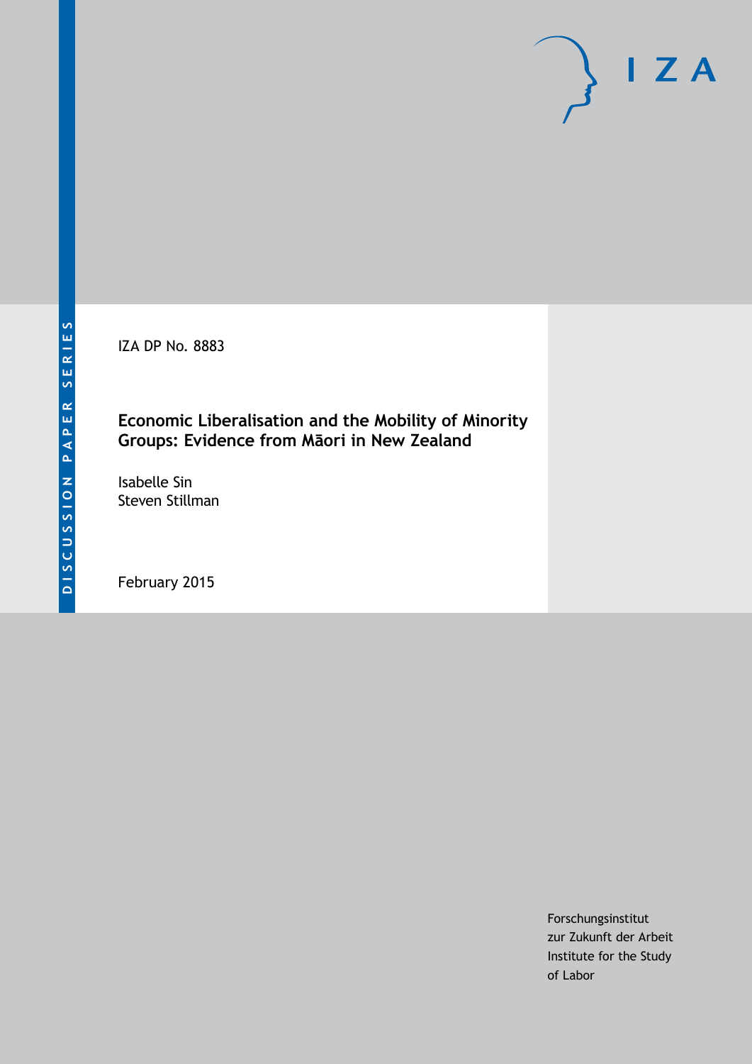DISCUSSION PAPER SERIES

IZA DP No. 8883

# Economic Liberalisation and the Mobility of Minority Groups: Evidence from Māori in New Zealand

Isabelle Sin
Steven Stillman

February 2015

Forschungsinstitut
zur Zukunft der Arbeit
Institute for the Study
of Labor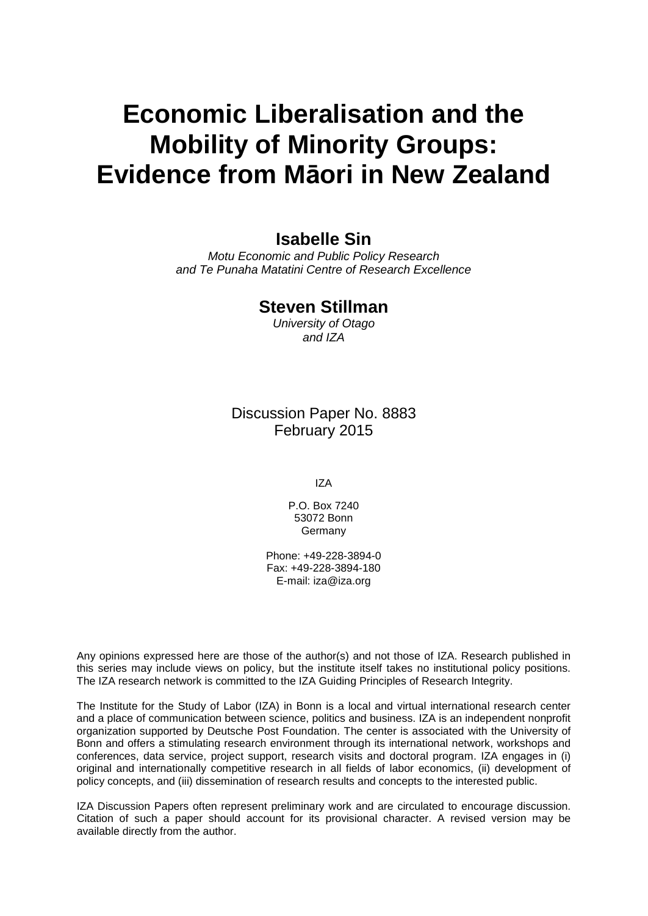# Economic Liberalisation and the Mobility of Minority Groups: Evidence from Māori in New Zealand

**Isabelle Sin**

*Motu Economic and Public Policy Research and Te Punaha Matatini Centre of Research Excellence*

**Steven Stillman**

*University of Otago and IZA*

Discussion Paper No. 8883
February 2015

IZA

P.O. Box 7240
53072 Bonn
Germany

Phone: +49-228-3894-0
Fax: +49-228-3894-180
E-mail: iza@iza.org

Any opinions expressed here are those of the author(s) and not those of IZA. Research published in this series may include views on policy, but the institute itself takes no institutional policy positions. The IZA research network is committed to the IZA Guiding Principles of Research Integrity.

The Institute for the Study of Labor (IZA) in Bonn is a local and virtual international research center and a place of communication between science, politics and business. IZA is an independent nonprofit organization supported by Deutsche Post Foundation. The center is associated with the University of Bonn and offers a stimulating research environment through its international network, workshops and conferences, data service, project support, research visits and doctoral program. IZA engages in (i) original and internationally competitive research in all fields of labor economics, (ii) development of policy concepts, and (iii) dissemination of research results and concepts to the interested public.

IZA Discussion Papers often represent preliminary work and are circulated to encourage discussion. Citation of such a paper should account for its provisional character. A revised version may be available directly from the author.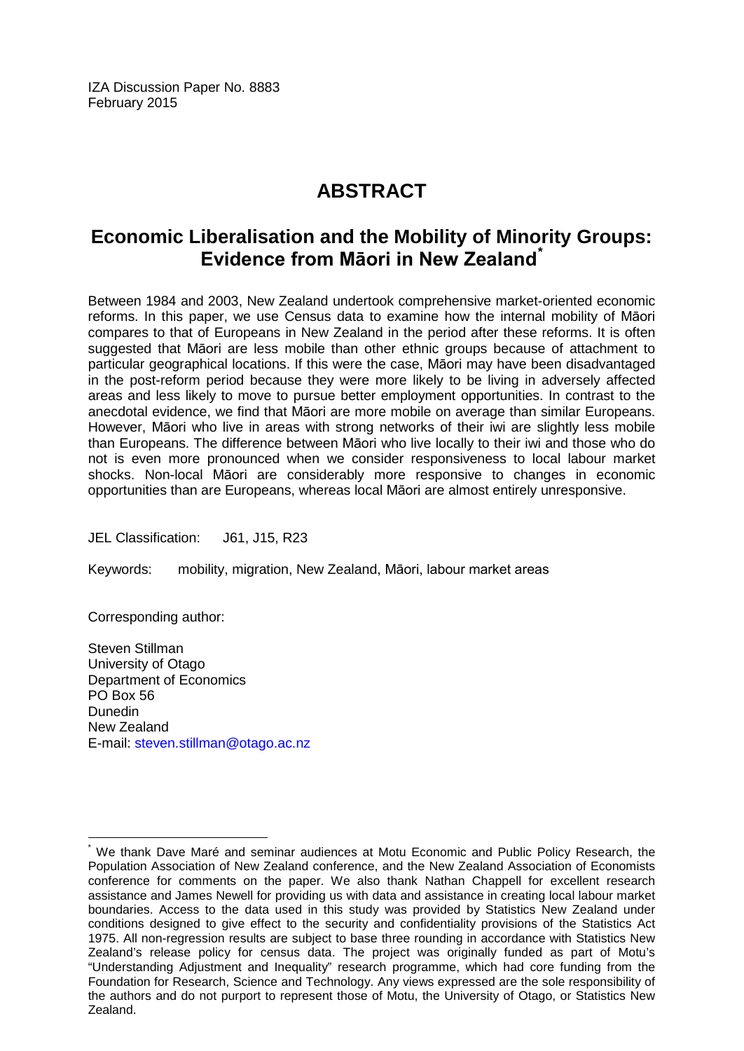IZA Discussion Paper No. 8883
February 2015

# ABSTRACT

## Economic Liberalisation and the Mobility of Minority Groups: Evidence from Māori in New Zealand[*]

Between 1984 and 2003, New Zealand undertook comprehensive market-oriented economic reforms. In this paper, we use Census data to examine how the internal mobility of Māori compares to that of Europeans in New Zealand in the period after these reforms. It is often suggested that Māori are less mobile than other ethnic groups because of attachment to particular geographical locations. If this were the case, Māori may have been disadvantaged in the post-reform period because they were more likely to be living in adversely affected areas and less likely to move to pursue better employment opportunities. In contrast to the anecdotal evidence, we find that Māori are more mobile on average than similar Europeans. However, Māori who live in areas with strong networks of their iwi are slightly less mobile than Europeans. The difference between Māori who live locally to their iwi and those who do not is even more pronounced when we consider responsiveness to local labour market shocks. Non-local Māori are considerably more responsive to changes in economic opportunities than are Europeans, whereas local Māori are almost entirely unresponsive.

JEL Classification: J61, J15, R23

Keywords: mobility, migration, New Zealand, Māori, labour market areas

Corresponding author:

Steven Stillman
University of Otago
Department of Economics
PO Box 56
Dunedin
New Zealand
E-mail: steven.stillman@otago.ac.nz

[*] We thank Dave Maré and seminar audiences at Motu Economic and Public Policy Research, the Population Association of New Zealand conference, and the New Zealand Association of Economists conference for comments on the paper. We also thank Nathan Chappell for excellent research assistance and James Newell for providing us with data and assistance in creating local labour market boundaries. Access to the data used in this study was provided by Statistics New Zealand under conditions designed to give effect to the security and confidentiality provisions of the Statistics Act 1975. All non-regression results are subject to base three rounding in accordance with Statistics New Zealand's release policy for census data. The project was originally funded as part of Motu's "Understanding Adjustment and Inequality" research programme, which had core funding from the Foundation for Research, Science and Technology. Any views expressed are the sole responsibility of the authors and do not purport to represent those of Motu, the University of Otago, or Statistics New Zealand.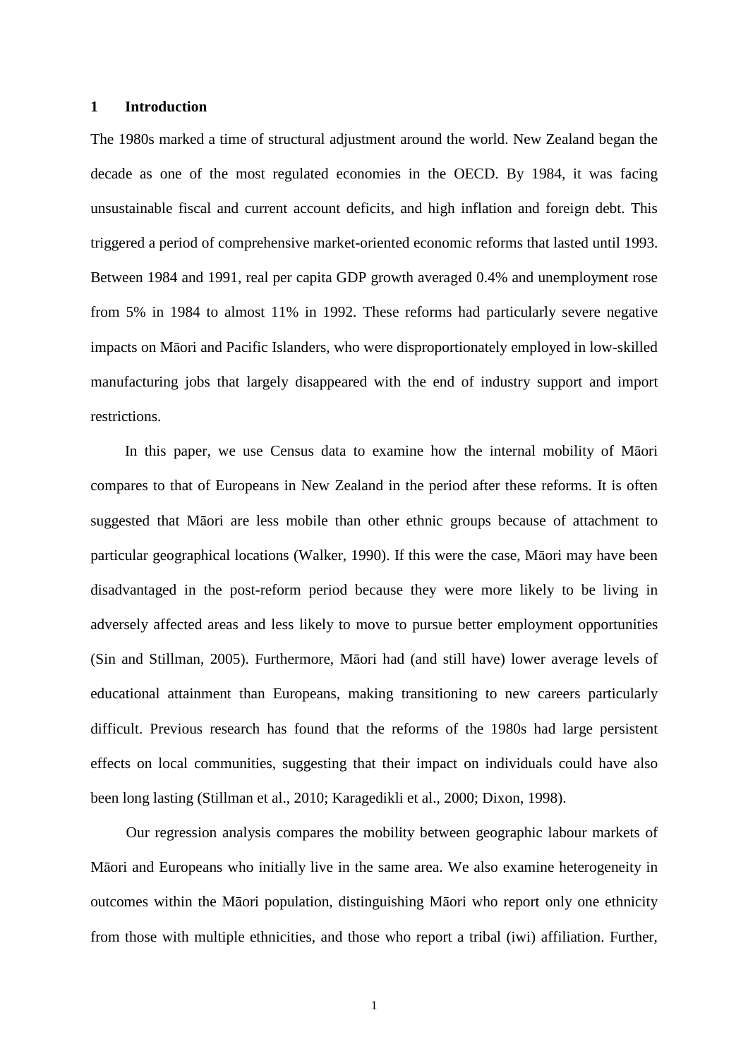# 1 Introduction

The 1980s marked a time of structural adjustment around the world. New Zealand began the decade as one of the most regulated economies in the OECD. By 1984, it was facing unsustainable fiscal and current account deficits, and high inflation and foreign debt. This triggered a period of comprehensive market-oriented economic reforms that lasted until 1993. Between 1984 and 1991, real per capita GDP growth averaged 0.4% and unemployment rose from 5% in 1984 to almost 11% in 1992. These reforms had particularly severe negative impacts on Māori and Pacific Islanders, who were disproportionately employed in low-skilled manufacturing jobs that largely disappeared with the end of industry support and import restrictions.

In this paper, we use Census data to examine how the internal mobility of Māori compares to that of Europeans in New Zealand in the period after these reforms. It is often suggested that Māori are less mobile than other ethnic groups because of attachment to particular geographical locations (Walker, 1990). If this were the case, Māori may have been disadvantaged in the post-reform period because they were more likely to be living in adversely affected areas and less likely to move to pursue better employment opportunities (Sin and Stillman, 2005). Furthermore, Māori had (and still have) lower average levels of educational attainment than Europeans, making transitioning to new careers particularly difficult. Previous research has found that the reforms of the 1980s had large persistent effects on local communities, suggesting that their impact on individuals could have also been long lasting (Stillman et al., 2010; Karagedikli et al., 2000; Dixon, 1998).

Our regression analysis compares the mobility between geographic labour markets of Māori and Europeans who initially live in the same area. We also examine heterogeneity in outcomes within the Māori population, distinguishing Māori who report only one ethnicity from those with multiple ethnicities, and those who report a tribal (iwi) affiliation. Further,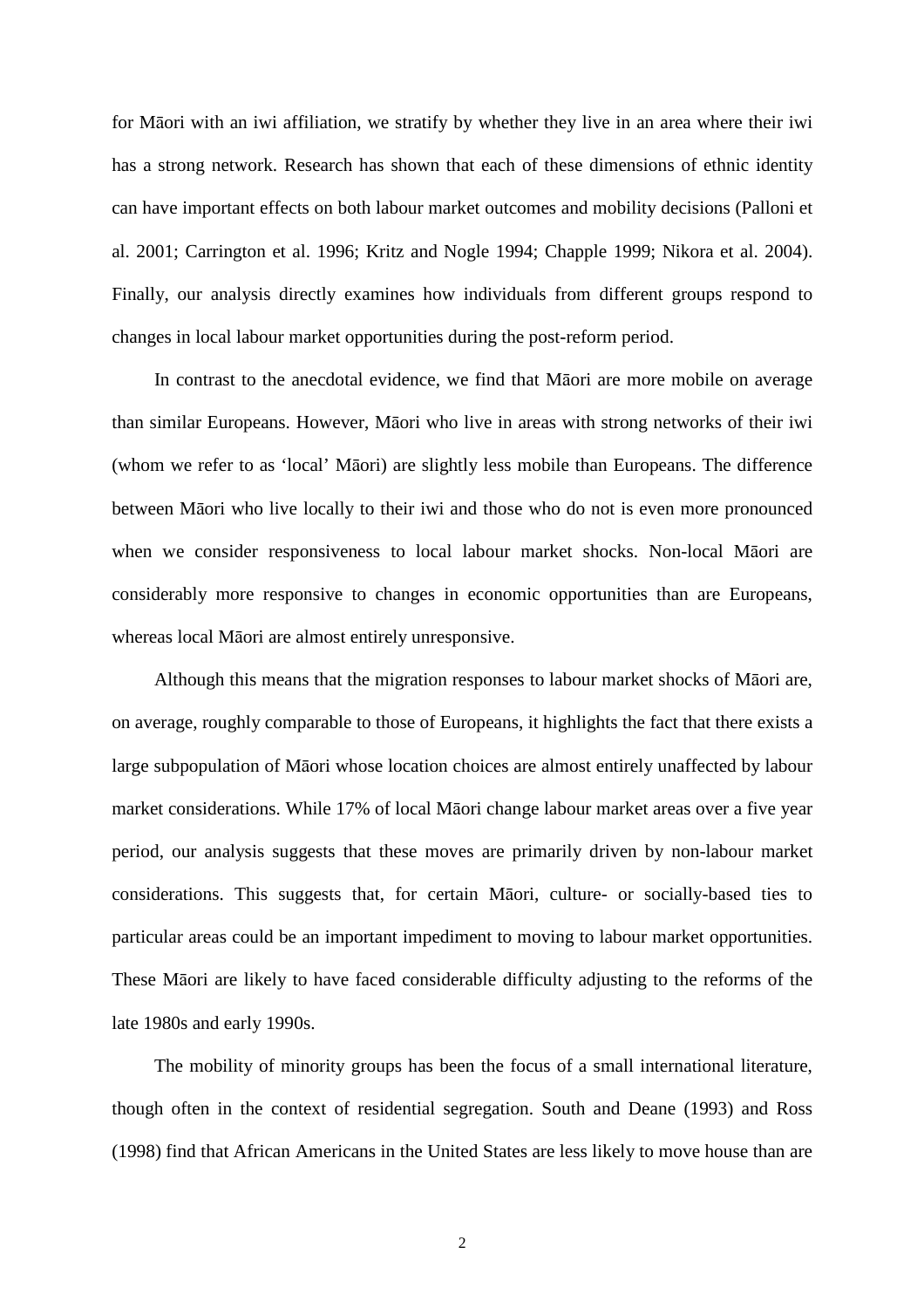for Māori with an iwi affiliation, we stratify by whether they live in an area where their iwi has a strong network. Research has shown that each of these dimensions of ethnic identity can have important effects on both labour market outcomes and mobility decisions (Palloni et al. 2001; Carrington et al. 1996; Kritz and Nogle 1994; Chapple 1999; Nikora et al. 2004). Finally, our analysis directly examines how individuals from different groups respond to changes in local labour market opportunities during the post-reform period.

In contrast to the anecdotal evidence, we find that Māori are more mobile on average than similar Europeans. However, Māori who live in areas with strong networks of their iwi (whom we refer to as 'local' Māori) are slightly less mobile than Europeans. The difference between Māori who live locally to their iwi and those who do not is even more pronounced when we consider responsiveness to local labour market shocks. Non-local Māori are considerably more responsive to changes in economic opportunities than are Europeans, whereas local Māori are almost entirely unresponsive.

Although this means that the migration responses to labour market shocks of Māori are, on average, roughly comparable to those of Europeans, it highlights the fact that there exists a large subpopulation of Māori whose location choices are almost entirely unaffected by labour market considerations. While 17% of local Māori change labour market areas over a five year period, our analysis suggests that these moves are primarily driven by non-labour market considerations. This suggests that, for certain Māori, culture- or socially-based ties to particular areas could be an important impediment to moving to labour market opportunities. These Māori are likely to have faced considerable difficulty adjusting to the reforms of the late 1980s and early 1990s.

The mobility of minority groups has been the focus of a small international literature, though often in the context of residential segregation. South and Deane (1993) and Ross (1998) find that African Americans in the United States are less likely to move house than are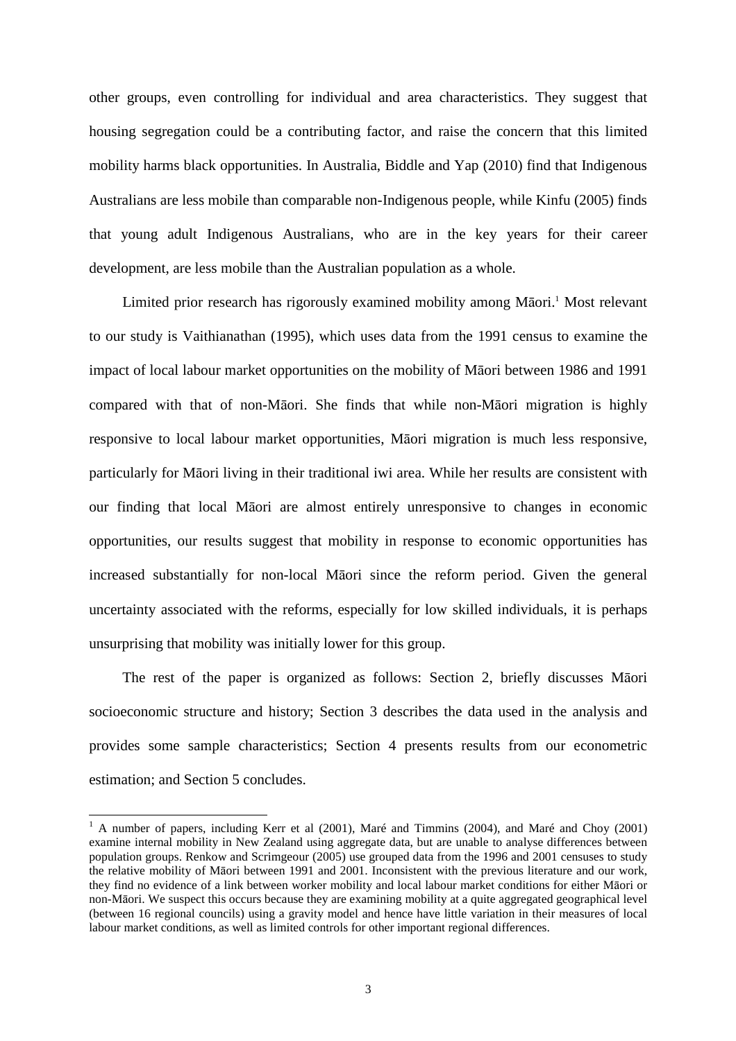other groups, even controlling for individual and area characteristics. They suggest that housing segregation could be a contributing factor, and raise the concern that this limited mobility harms black opportunities. In Australia, Biddle and Yap (2010) find that Indigenous Australians are less mobile than comparable non-Indigenous people, while Kinfu (2005) finds that young adult Indigenous Australians, who are in the key years for their career development, are less mobile than the Australian population as a whole.

Limited prior research has rigorously examined mobility among Māori.[1] Most relevant to our study is Vaithianathan (1995), which uses data from the 1991 census to examine the impact of local labour market opportunities on the mobility of Māori between 1986 and 1991 compared with that of non-Māori. She finds that while non-Māori migration is highly responsive to local labour market opportunities, Māori migration is much less responsive, particularly for Māori living in their traditional iwi area. While her results are consistent with our finding that local Māori are almost entirely unresponsive to changes in economic opportunities, our results suggest that mobility in response to economic opportunities has increased substantially for non-local Māori since the reform period. Given the general uncertainty associated with the reforms, especially for low skilled individuals, it is perhaps unsurprising that mobility was initially lower for this group.

The rest of the paper is organized as follows: Section 2, briefly discusses Māori socioeconomic structure and history; Section 3 describes the data used in the analysis and provides some sample characteristics; Section 4 presents results from our econometric estimation; and Section 5 concludes.

---

[1] A number of papers, including Kerr et al (2001), Maré and Timmins (2004), and Maré and Choy (2001) examine internal mobility in New Zealand using aggregate data, but are unable to analyse differences between population groups. Renkow and Scrimgeour (2005) use grouped data from the 1996 and 2001 censuses to study the relative mobility of Māori between 1991 and 2001. Inconsistent with the previous literature and our work, they find no evidence of a link between worker mobility and local labour market conditions for either Māori or non-Māori. We suspect this occurs because they are examining mobility at a quite aggregated geographical level (between 16 regional councils) using a gravity model and hence have little variation in their measures of local labour market conditions, as well as limited controls for other important regional differences.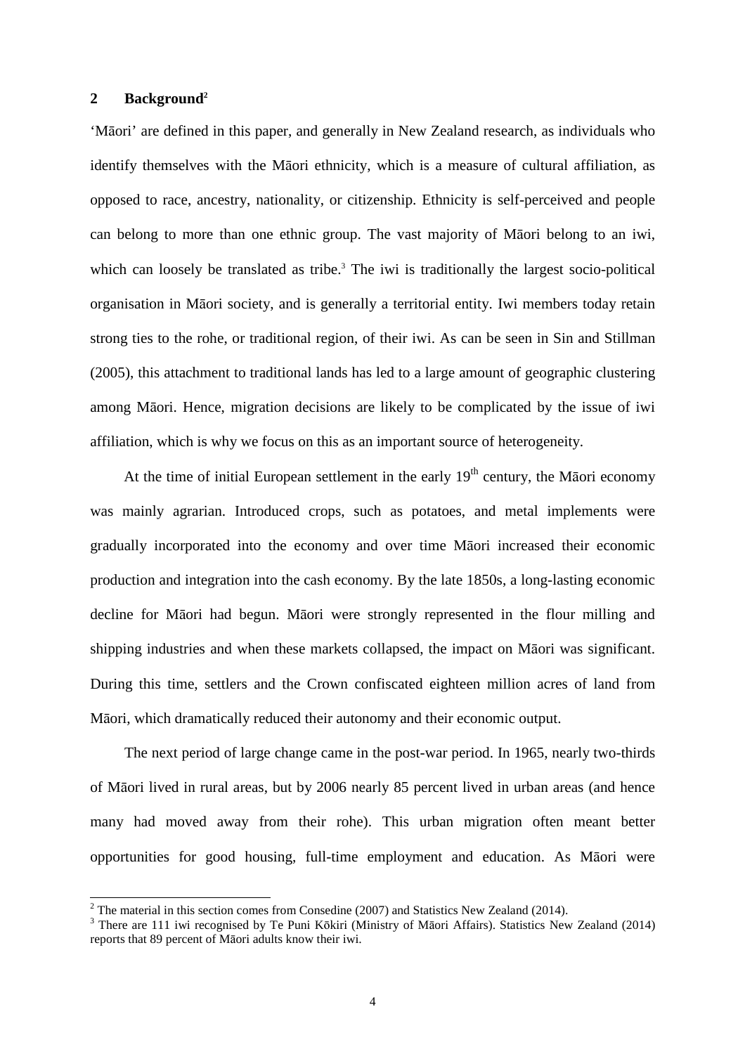## 2 Background[2]

'Māori' are defined in this paper, and generally in New Zealand research, as individuals who identify themselves with the Māori ethnicity, which is a measure of cultural affiliation, as opposed to race, ancestry, nationality, or citizenship. Ethnicity is self-perceived and people can belong to more than one ethnic group. The vast majority of Māori belong to an iwi, which can loosely be translated as tribe.[3] The iwi is traditionally the largest socio-political organisation in Māori society, and is generally a territorial entity. Iwi members today retain strong ties to the rohe, or traditional region, of their iwi. As can be seen in Sin and Stillman (2005), this attachment to traditional lands has led to a large amount of geographic clustering among Māori. Hence, migration decisions are likely to be complicated by the issue of iwi affiliation, which is why we focus on this as an important source of heterogeneity.

At the time of initial European settlement in the early 19th century, the Māori economy was mainly agrarian. Introduced crops, such as potatoes, and metal implements were gradually incorporated into the economy and over time Māori increased their economic production and integration into the cash economy. By the late 1850s, a long-lasting economic decline for Māori had begun. Māori were strongly represented in the flour milling and shipping industries and when these markets collapsed, the impact on Māori was significant. During this time, settlers and the Crown confiscated eighteen million acres of land from Māori, which dramatically reduced their autonomy and their economic output.

The next period of large change came in the post-war period. In 1965, nearly two-thirds of Māori lived in rural areas, but by 2006 nearly 85 percent lived in urban areas (and hence many had moved away from their rohe). This urban migration often meant better opportunities for good housing, full-time employment and education. As Māori were

---

[2] The material in this section comes from Consedine (2007) and Statistics New Zealand (2014).

[3] There are 111 iwi recognised by Te Puni Kōkiri (Ministry of Māori Affairs). Statistics New Zealand (2014) reports that 89 percent of Māori adults know their iwi.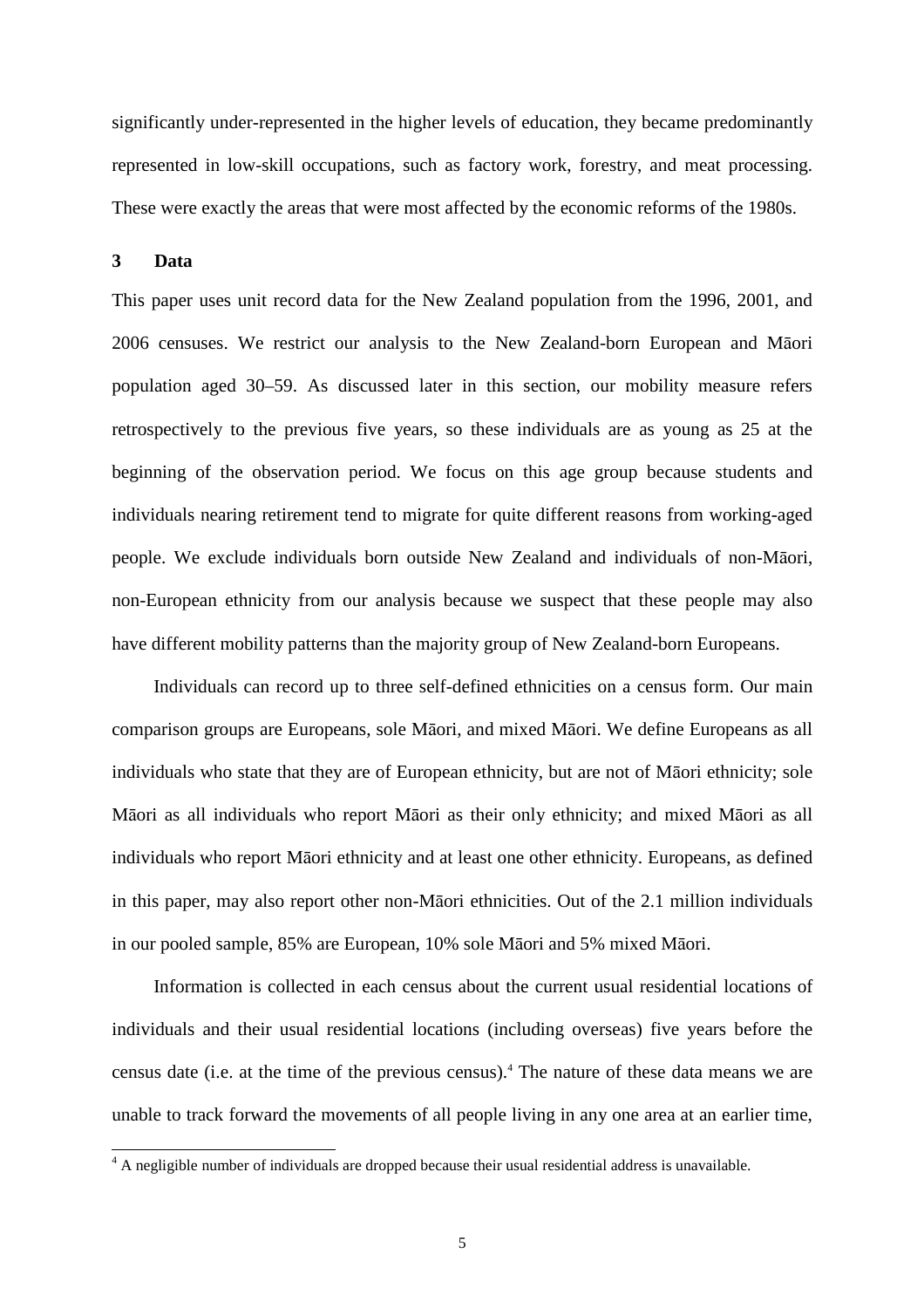significantly under-represented in the higher levels of education, they became predominantly represented in low-skill occupations, such as factory work, forestry, and meat processing. These were exactly the areas that were most affected by the economic reforms of the 1980s.

## 3 Data

This paper uses unit record data for the New Zealand population from the 1996, 2001, and 2006 censuses. We restrict our analysis to the New Zealand-born European and Māori population aged 30–59. As discussed later in this section, our mobility measure refers retrospectively to the previous five years, so these individuals are as young as 25 at the beginning of the observation period. We focus on this age group because students and individuals nearing retirement tend to migrate for quite different reasons from working-aged people. We exclude individuals born outside New Zealand and individuals of non-Māori, non-European ethnicity from our analysis because we suspect that these people may also have different mobility patterns than the majority group of New Zealand-born Europeans.

Individuals can record up to three self-defined ethnicities on a census form. Our main comparison groups are Europeans, sole Māori, and mixed Māori. We define Europeans as all individuals who state that they are of European ethnicity, but are not of Māori ethnicity; sole Māori as all individuals who report Māori as their only ethnicity; and mixed Māori as all individuals who report Māori ethnicity and at least one other ethnicity. Europeans, as defined in this paper, may also report other non-Māori ethnicities. Out of the 2.1 million individuals in our pooled sample, 85% are European, 10% sole Māori and 5% mixed Māori.

Information is collected in each census about the current usual residential locations of individuals and their usual residential locations (including overseas) five years before the census date (i.e. at the time of the previous census).[4] The nature of these data means we are unable to track forward the movements of all people living in any one area at an earlier time,

[4] A negligible number of individuals are dropped because their usual residential address is unavailable.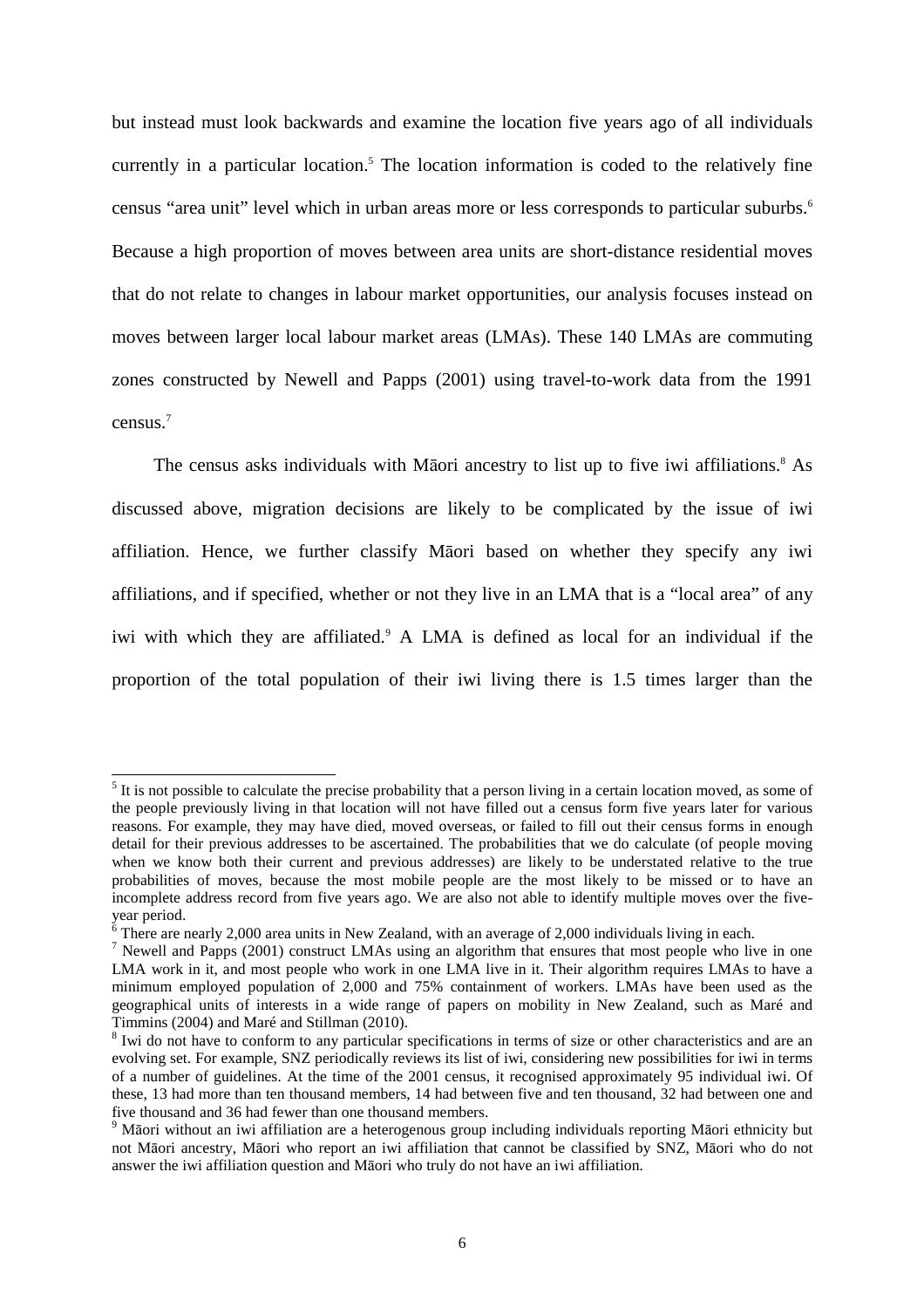but instead must look backwards and examine the location five years ago of all individuals currently in a particular location.[5] The location information is coded to the relatively fine census "area unit" level which in urban areas more or less corresponds to particular suburbs.[6] Because a high proportion of moves between area units are short-distance residential moves that do not relate to changes in labour market opportunities, our analysis focuses instead on moves between larger local labour market areas (LMAs). These 140 LMAs are commuting zones constructed by Newell and Papps (2001) using travel-to-work data from the 1991 census.[7]

The census asks individuals with Māori ancestry to list up to five iwi affiliations.[8] As discussed above, migration decisions are likely to be complicated by the issue of iwi affiliation. Hence, we further classify Māori based on whether they specify any iwi affiliations, and if specified, whether or not they live in an LMA that is a "local area" of any iwi with which they are affiliated.[9] A LMA is defined as local for an individual if the proportion of the total population of their iwi living there is 1.5 times larger than the

---

[5] It is not possible to calculate the precise probability that a person living in a certain location moved, as some of the people previously living in that location will not have filled out a census form five years later for various reasons. For example, they may have died, moved overseas, or failed to fill out their census forms in enough detail for their previous addresses to be ascertained. The probabilities that we do calculate (of people moving when we know both their current and previous addresses) are likely to be understated relative to the true probabilities of moves, because the most mobile people are the most likely to be missed or to have an incomplete address record from five years ago. We are also not able to identify multiple moves over the five-year period.

[6] There are nearly 2,000 area units in New Zealand, with an average of 2,000 individuals living in each.

[7] Newell and Papps (2001) construct LMAs using an algorithm that ensures that most people who live in one LMA work in it, and most people who work in one LMA live in it. Their algorithm requires LMAs to have a minimum employed population of 2,000 and 75% containment of workers. LMAs have been used as the geographical units of interests in a wide range of papers on mobility in New Zealand, such as Maré and Timmins (2004) and Maré and Stillman (2010).

[8] Iwi do not have to conform to any particular specifications in terms of size or other characteristics and are an evolving set. For example, SNZ periodically reviews its list of iwi, considering new possibilities for iwi in terms of a number of guidelines. At the time of the 2001 census, it recognised approximately 95 individual iwi. Of these, 13 had more than ten thousand members, 14 had between five and ten thousand, 32 had between one and five thousand and 36 had fewer than one thousand members.

[9] Māori without an iwi affiliation are a heterogenous group including individuals reporting Māori ethnicity but not Māori ancestry, Māori who report an iwi affiliation that cannot be classified by SNZ, Māori who do not answer the iwi affiliation question and Māori who truly do not have an iwi affiliation.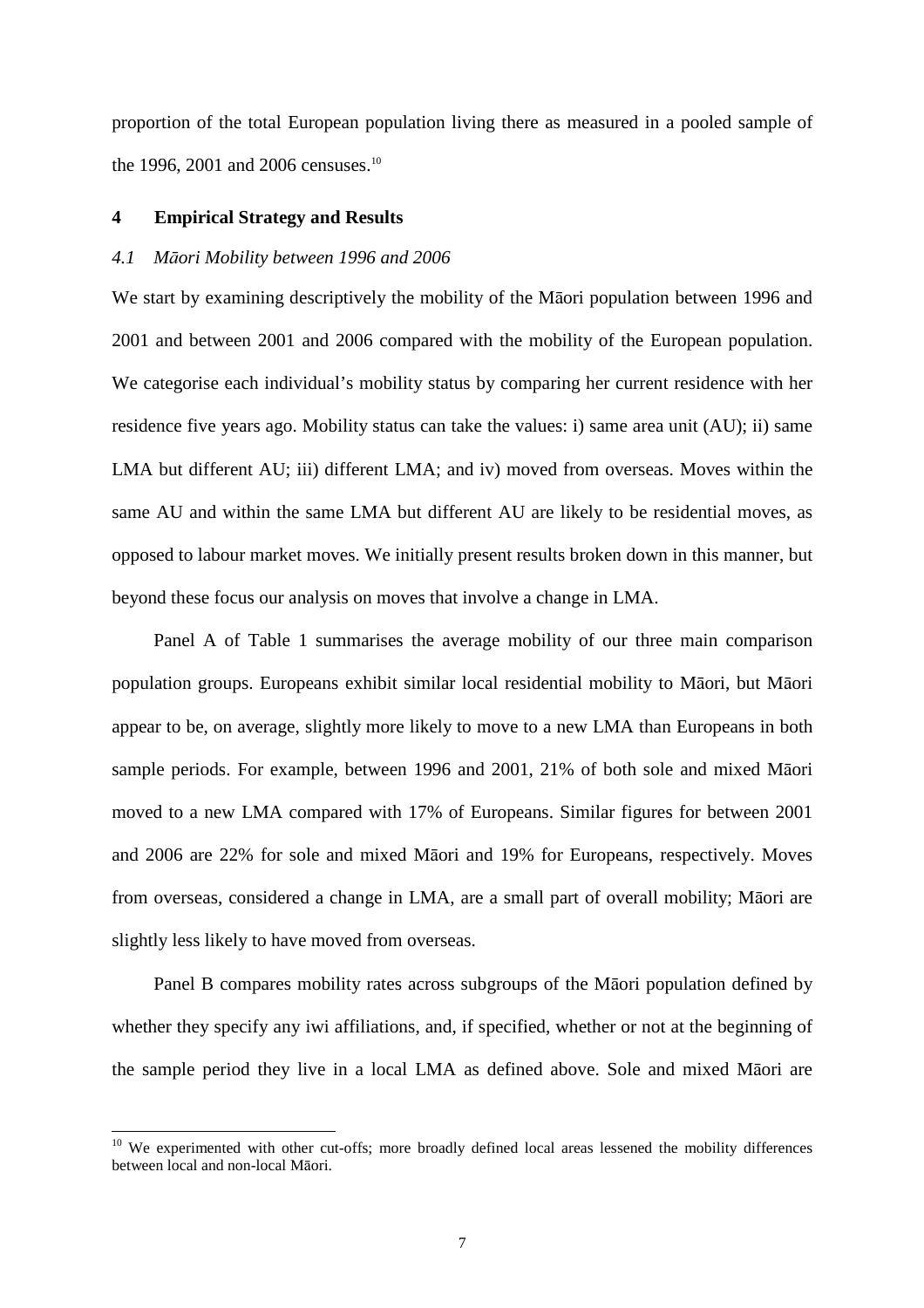proportion of the total European population living there as measured in a pooled sample of the 1996, 2001 and 2006 censuses.[10]

## 4 Empirical Strategy and Results

### *4.1 Māori Mobility between 1996 and 2006*

We start by examining descriptively the mobility of the Māori population between 1996 and 2001 and between 2001 and 2006 compared with the mobility of the European population. We categorise each individual's mobility status by comparing her current residence with her residence five years ago. Mobility status can take the values: i) same area unit (AU); ii) same LMA but different AU; iii) different LMA; and iv) moved from overseas. Moves within the same AU and within the same LMA but different AU are likely to be residential moves, as opposed to labour market moves. We initially present results broken down in this manner, but beyond these focus our analysis on moves that involve a change in LMA.

Panel A of Table 1 summarises the average mobility of our three main comparison population groups. Europeans exhibit similar local residential mobility to Māori, but Māori appear to be, on average, slightly more likely to move to a new LMA than Europeans in both sample periods. For example, between 1996 and 2001, 21% of both sole and mixed Māori moved to a new LMA compared with 17% of Europeans. Similar figures for between 2001 and 2006 are 22% for sole and mixed Māori and 19% for Europeans, respectively. Moves from overseas, considered a change in LMA, are a small part of overall mobility; Māori are slightly less likely to have moved from overseas.

Panel B compares mobility rates across subgroups of the Māori population defined by whether they specify any iwi affiliations, and, if specified, whether or not at the beginning of the sample period they live in a local LMA as defined above. Sole and mixed Māori are

[10] We experimented with other cut-offs; more broadly defined local areas lessened the mobility differences between local and non-local Māori.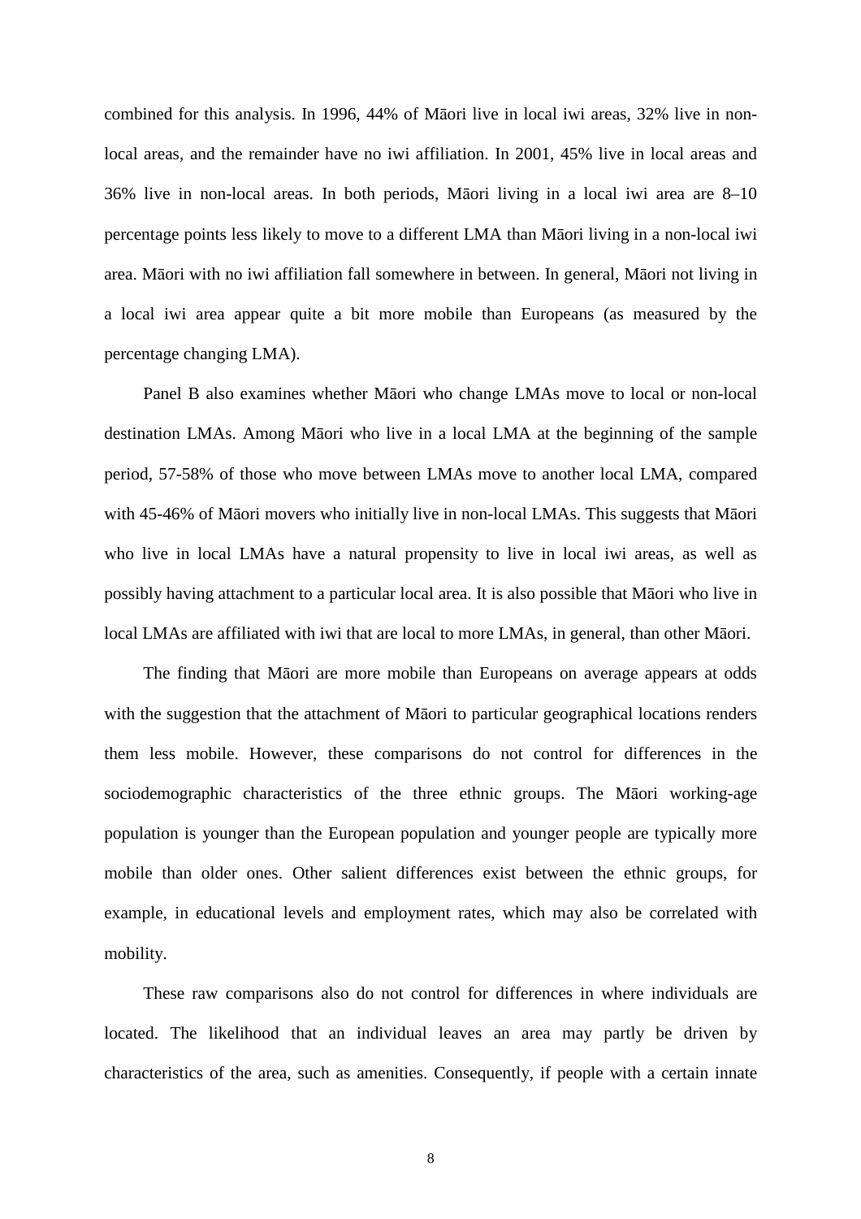combined for this analysis. In 1996, 44% of Māori live in local iwi areas, 32% live in non-local areas, and the remainder have no iwi affiliation. In 2001, 45% live in local areas and 36% live in non-local areas. In both periods, Māori living in a local iwi area are 8–10 percentage points less likely to move to a different LMA than Māori living in a non-local iwi area. Māori with no iwi affiliation fall somewhere in between. In general, Māori not living in a local iwi area appear quite a bit more mobile than Europeans (as measured by the percentage changing LMA).

Panel B also examines whether Māori who change LMAs move to local or non-local destination LMAs. Among Māori who live in a local LMA at the beginning of the sample period, 57-58% of those who move between LMAs move to another local LMA, compared with 45-46% of Māori movers who initially live in non-local LMAs. This suggests that Māori who live in local LMAs have a natural propensity to live in local iwi areas, as well as possibly having attachment to a particular local area. It is also possible that Māori who live in local LMAs are affiliated with iwi that are local to more LMAs, in general, than other Māori.

The finding that Māori are more mobile than Europeans on average appears at odds with the suggestion that the attachment of Māori to particular geographical locations renders them less mobile. However, these comparisons do not control for differences in the sociodemographic characteristics of the three ethnic groups. The Māori working-age population is younger than the European population and younger people are typically more mobile than older ones. Other salient differences exist between the ethnic groups, for example, in educational levels and employment rates, which may also be correlated with mobility.

These raw comparisons also do not control for differences in where individuals are located. The likelihood that an individual leaves an area may partly be driven by characteristics of the area, such as amenities. Consequently, if people with a certain innate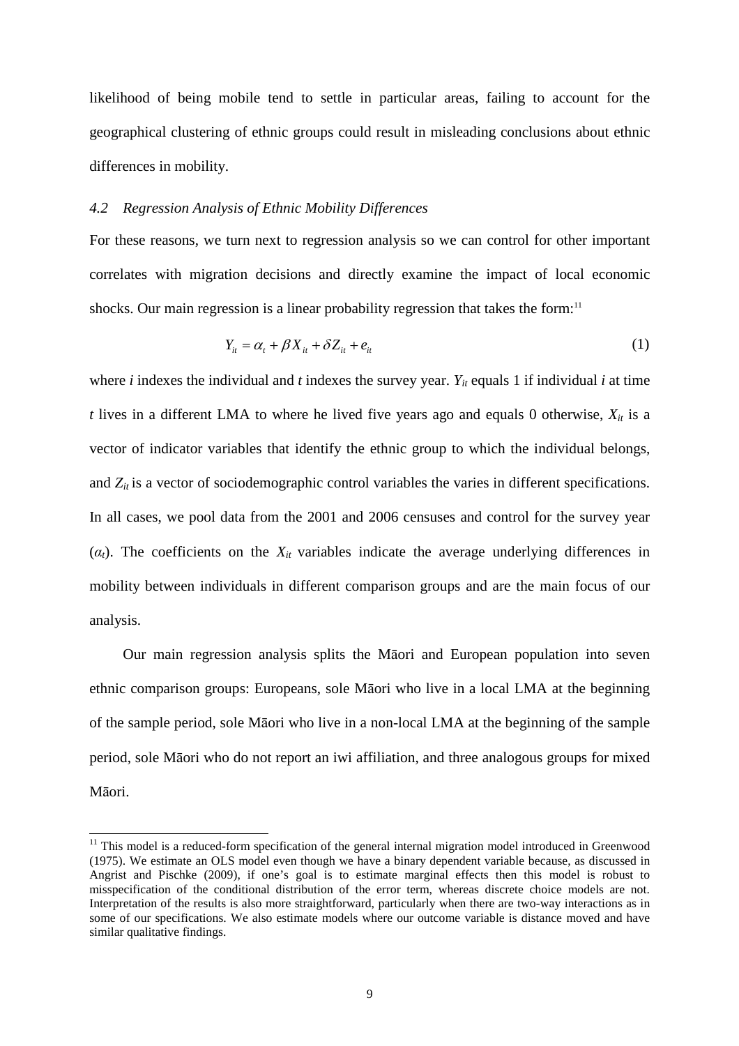likelihood of being mobile tend to settle in particular areas, failing to account for the geographical clustering of ethnic groups could result in misleading conclusions about ethnic differences in mobility.

### *4.2 Regression Analysis of Ethnic Mobility Differences*

For these reasons, we turn next to regression analysis so we can control for other important correlates with migration decisions and directly examine the impact of local economic shocks. Our main regression is a linear probability regression that takes the form:[11]

$$Y_{it} = \alpha_t + \beta X_{it} + \delta Z_{it} + e_{it} \tag{1}$$

where $i$ indexes the individual and $t$ indexes the survey year. $Y_{it}$ equals 1 if individual $i$ at time $t$ lives in a different LMA to where he lived five years ago and equals 0 otherwise, $X_{it}$ is a vector of indicator variables that identify the ethnic group to which the individual belongs, and $Z_{it}$ is a vector of sociodemographic control variables the varies in different specifications. In all cases, we pool data from the 2001 and 2006 censuses and control for the survey year ($\alpha_t$). The coefficients on the $X_{it}$ variables indicate the average underlying differences in mobility between individuals in different comparison groups and are the main focus of our analysis.

Our main regression analysis splits the Māori and European population into seven ethnic comparison groups: Europeans, sole Māori who live in a local LMA at the beginning of the sample period, sole Māori who live in a non-local LMA at the beginning of the sample period, sole Māori who do not report an iwi affiliation, and three analogous groups for mixed Māori.

[11] This model is a reduced-form specification of the general internal migration model introduced in Greenwood (1975). We estimate an OLS model even though we have a binary dependent variable because, as discussed in Angrist and Pischke (2009), if one's goal is to estimate marginal effects then this model is robust to misspecification of the conditional distribution of the error term, whereas discrete choice models are not. Interpretation of the results is also more straightforward, particularly when there are two-way interactions as in some of our specifications. We also estimate models where our outcome variable is distance moved and have similar qualitative findings.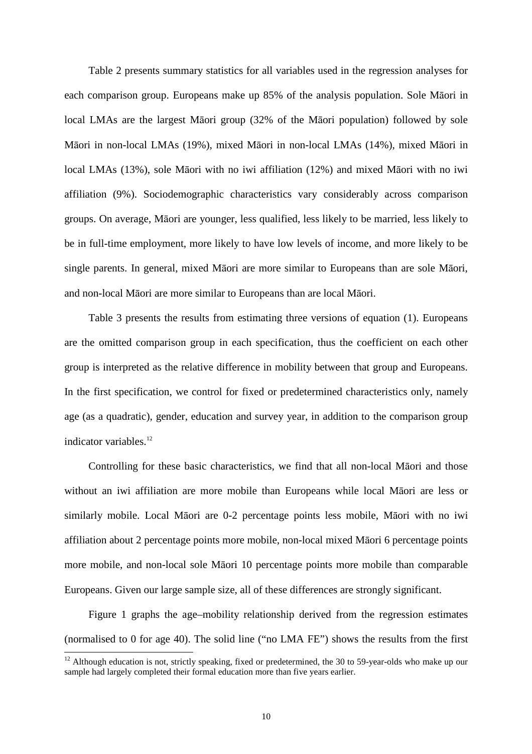Table 2 presents summary statistics for all variables used in the regression analyses for each comparison group. Europeans make up 85% of the analysis population. Sole Māori in local LMAs are the largest Māori group (32% of the Māori population) followed by sole Māori in non-local LMAs (19%), mixed Māori in non-local LMAs (14%), mixed Māori in local LMAs (13%), sole Māori with no iwi affiliation (12%) and mixed Māori with no iwi affiliation (9%). Sociodemographic characteristics vary considerably across comparison groups. On average, Māori are younger, less qualified, less likely to be married, less likely to be in full-time employment, more likely to have low levels of income, and more likely to be single parents. In general, mixed Māori are more similar to Europeans than are sole Māori, and non-local Māori are more similar to Europeans than are local Māori.

Table 3 presents the results from estimating three versions of equation (1). Europeans are the omitted comparison group in each specification, thus the coefficient on each other group is interpreted as the relative difference in mobility between that group and Europeans. In the first specification, we control for fixed or predetermined characteristics only, namely age (as a quadratic), gender, education and survey year, in addition to the comparison group indicator variables.[12]

Controlling for these basic characteristics, we find that all non-local Māori and those without an iwi affiliation are more mobile than Europeans while local Māori are less or similarly mobile. Local Māori are 0-2 percentage points less mobile, Māori with no iwi affiliation about 2 percentage points more mobile, non-local mixed Māori 6 percentage points more mobile, and non-local sole Māori 10 percentage points more mobile than comparable Europeans. Given our large sample size, all of these differences are strongly significant.

Figure 1 graphs the age–mobility relationship derived from the regression estimates (normalised to 0 for age 40). The solid line ("no LMA FE") shows the results from the first

[12] Although education is not, strictly speaking, fixed or predetermined, the 30 to 59-year-olds who make up our sample had largely completed their formal education more than five years earlier.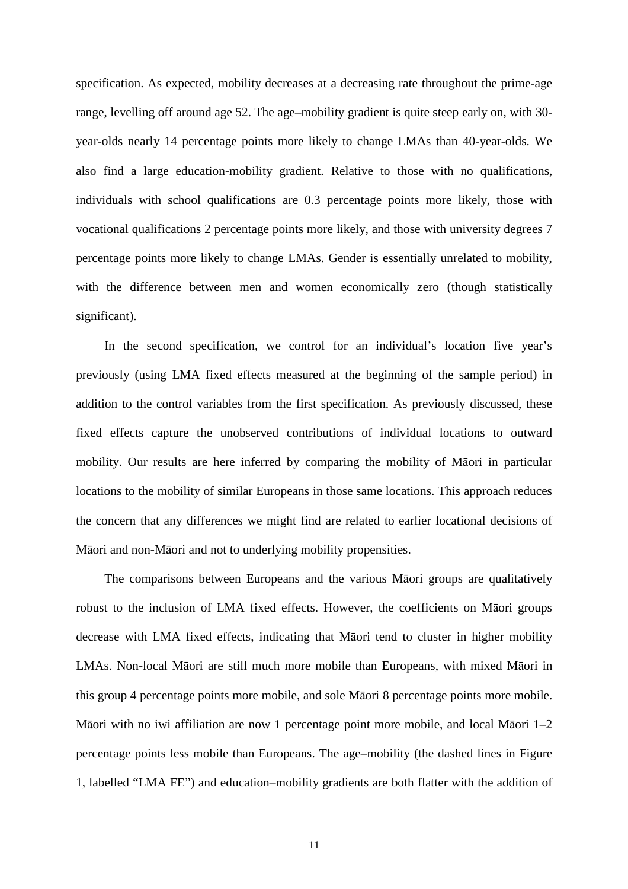specification. As expected, mobility decreases at a decreasing rate throughout the prime-age range, levelling off around age 52. The age–mobility gradient is quite steep early on, with 30-year-olds nearly 14 percentage points more likely to change LMAs than 40-year-olds. We also find a large education-mobility gradient. Relative to those with no qualifications, individuals with school qualifications are 0.3 percentage points more likely, those with vocational qualifications 2 percentage points more likely, and those with university degrees 7 percentage points more likely to change LMAs. Gender is essentially unrelated to mobility, with the difference between men and women economically zero (though statistically significant).

In the second specification, we control for an individual's location five year's previously (using LMA fixed effects measured at the beginning of the sample period) in addition to the control variables from the first specification. As previously discussed, these fixed effects capture the unobserved contributions of individual locations to outward mobility. Our results are here inferred by comparing the mobility of Māori in particular locations to the mobility of similar Europeans in those same locations. This approach reduces the concern that any differences we might find are related to earlier locational decisions of Māori and non-Māori and not to underlying mobility propensities.

The comparisons between Europeans and the various Māori groups are qualitatively robust to the inclusion of LMA fixed effects. However, the coefficients on Māori groups decrease with LMA fixed effects, indicating that Māori tend to cluster in higher mobility LMAs. Non-local Māori are still much more mobile than Europeans, with mixed Māori in this group 4 percentage points more mobile, and sole Māori 8 percentage points more mobile. Māori with no iwi affiliation are now 1 percentage point more mobile, and local Māori 1–2 percentage points less mobile than Europeans. The age–mobility (the dashed lines in Figure 1, labelled "LMA FE") and education–mobility gradients are both flatter with the addition of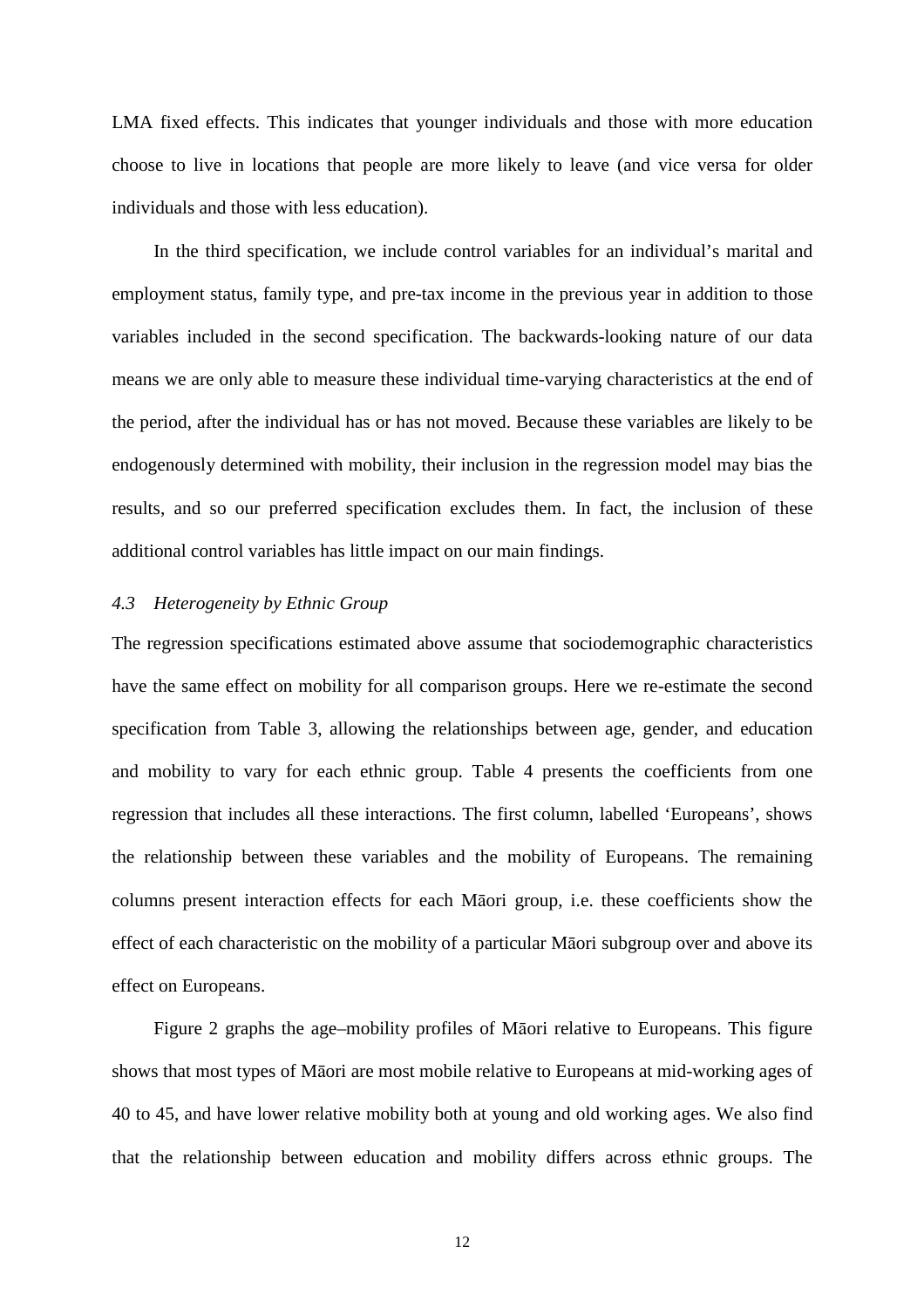LMA fixed effects. This indicates that younger individuals and those with more education choose to live in locations that people are more likely to leave (and vice versa for older individuals and those with less education).

In the third specification, we include control variables for an individual's marital and employment status, family type, and pre-tax income in the previous year in addition to those variables included in the second specification. The backwards-looking nature of our data means we are only able to measure these individual time-varying characteristics at the end of the period, after the individual has or has not moved. Because these variables are likely to be endogenously determined with mobility, their inclusion in the regression model may bias the results, and so our preferred specification excludes them. In fact, the inclusion of these additional control variables has little impact on our main findings.

### *4.3 Heterogeneity by Ethnic Group*

The regression specifications estimated above assume that sociodemographic characteristics have the same effect on mobility for all comparison groups. Here we re-estimate the second specification from Table 3, allowing the relationships between age, gender, and education and mobility to vary for each ethnic group. Table 4 presents the coefficients from one regression that includes all these interactions. The first column, labelled 'Europeans', shows the relationship between these variables and the mobility of Europeans. The remaining columns present interaction effects for each Māori group, i.e. these coefficients show the effect of each characteristic on the mobility of a particular Māori subgroup over and above its effect on Europeans.

Figure 2 graphs the age–mobility profiles of Māori relative to Europeans. This figure shows that most types of Māori are most mobile relative to Europeans at mid-working ages of 40 to 45, and have lower relative mobility both at young and old working ages. We also find that the relationship between education and mobility differs across ethnic groups. The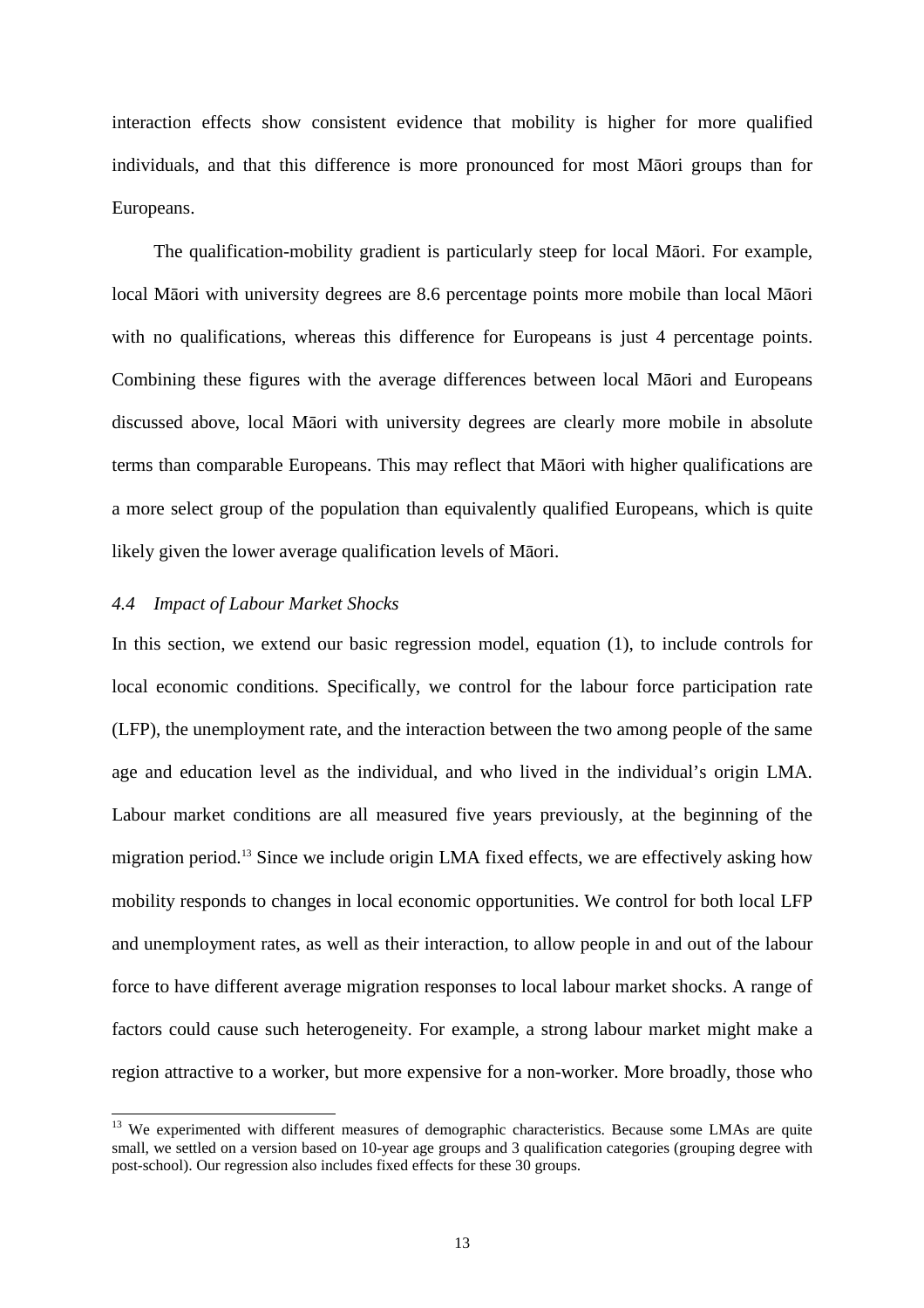interaction effects show consistent evidence that mobility is higher for more qualified individuals, and that this difference is more pronounced for most Māori groups than for Europeans.

The qualification-mobility gradient is particularly steep for local Māori. For example, local Māori with university degrees are 8.6 percentage points more mobile than local Māori with no qualifications, whereas this difference for Europeans is just 4 percentage points. Combining these figures with the average differences between local Māori and Europeans discussed above, local Māori with university degrees are clearly more mobile in absolute terms than comparable Europeans. This may reflect that Māori with higher qualifications are a more select group of the population than equivalently qualified Europeans, which is quite likely given the lower average qualification levels of Māori.

### *4.4 Impact of Labour Market Shocks*

In this section, we extend our basic regression model, equation (1), to include controls for local economic conditions. Specifically, we control for the labour force participation rate (LFP), the unemployment rate, and the interaction between the two among people of the same age and education level as the individual, and who lived in the individual's origin LMA. Labour market conditions are all measured five years previously, at the beginning of the migration period.[13] Since we include origin LMA fixed effects, we are effectively asking how mobility responds to changes in local economic opportunities. We control for both local LFP and unemployment rates, as well as their interaction, to allow people in and out of the labour force to have different average migration responses to local labour market shocks. A range of factors could cause such heterogeneity. For example, a strong labour market might make a region attractive to a worker, but more expensive for a non-worker. More broadly, those who

[13] We experimented with different measures of demographic characteristics. Because some LMAs are quite small, we settled on a version based on 10-year age groups and 3 qualification categories (grouping degree with post-school). Our regression also includes fixed effects for these 30 groups.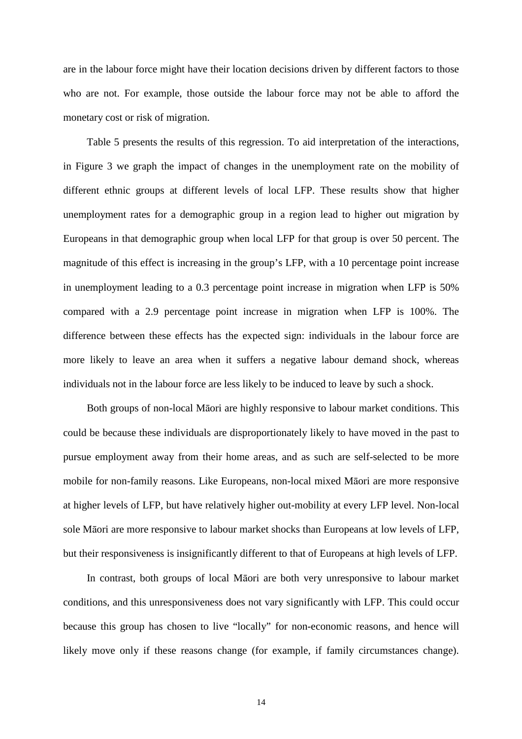are in the labour force might have their location decisions driven by different factors to those who are not. For example, those outside the labour force may not be able to afford the monetary cost or risk of migration.

Table 5 presents the results of this regression. To aid interpretation of the interactions, in Figure 3 we graph the impact of changes in the unemployment rate on the mobility of different ethnic groups at different levels of local LFP. These results show that higher unemployment rates for a demographic group in a region lead to higher out migration by Europeans in that demographic group when local LFP for that group is over 50 percent. The magnitude of this effect is increasing in the group's LFP, with a 10 percentage point increase in unemployment leading to a 0.3 percentage point increase in migration when LFP is 50% compared with a 2.9 percentage point increase in migration when LFP is 100%. The difference between these effects has the expected sign: individuals in the labour force are more likely to leave an area when it suffers a negative labour demand shock, whereas individuals not in the labour force are less likely to be induced to leave by such a shock.

Both groups of non-local Māori are highly responsive to labour market conditions. This could be because these individuals are disproportionately likely to have moved in the past to pursue employment away from their home areas, and as such are self-selected to be more mobile for non-family reasons. Like Europeans, non-local mixed Māori are more responsive at higher levels of LFP, but have relatively higher out-mobility at every LFP level. Non-local sole Māori are more responsive to labour market shocks than Europeans at low levels of LFP, but their responsiveness is insignificantly different to that of Europeans at high levels of LFP.

In contrast, both groups of local Māori are both very unresponsive to labour market conditions, and this unresponsiveness does not vary significantly with LFP. This could occur because this group has chosen to live "locally" for non-economic reasons, and hence will likely move only if these reasons change (for example, if family circumstances change).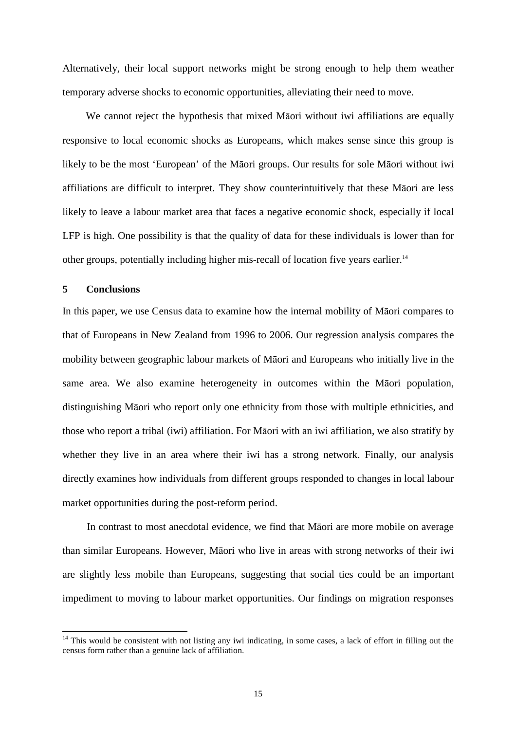Alternatively, their local support networks might be strong enough to help them weather temporary adverse shocks to economic opportunities, alleviating their need to move.

We cannot reject the hypothesis that mixed Māori without iwi affiliations are equally responsive to local economic shocks as Europeans, which makes sense since this group is likely to be the most 'European' of the Māori groups. Our results for sole Māori without iwi affiliations are difficult to interpret. They show counterintuitively that these Māori are less likely to leave a labour market area that faces a negative economic shock, especially if local LFP is high. One possibility is that the quality of data for these individuals is lower than for other groups, potentially including higher mis-recall of location five years earlier.[14]

## 5 Conclusions

In this paper, we use Census data to examine how the internal mobility of Māori compares to that of Europeans in New Zealand from 1996 to 2006. Our regression analysis compares the mobility between geographic labour markets of Māori and Europeans who initially live in the same area. We also examine heterogeneity in outcomes within the Māori population, distinguishing Māori who report only one ethnicity from those with multiple ethnicities, and those who report a tribal (iwi) affiliation. For Māori with an iwi affiliation, we also stratify by whether they live in an area where their iwi has a strong network. Finally, our analysis directly examines how individuals from different groups responded to changes in local labour market opportunities during the post-reform period.

In contrast to most anecdotal evidence, we find that Māori are more mobile on average than similar Europeans. However, Māori who live in areas with strong networks of their iwi are slightly less mobile than Europeans, suggesting that social ties could be an important impediment to moving to labour market opportunities. Our findings on migration responses

[14] This would be consistent with not listing any iwi indicating, in some cases, a lack of effort in filling out the census form rather than a genuine lack of affiliation.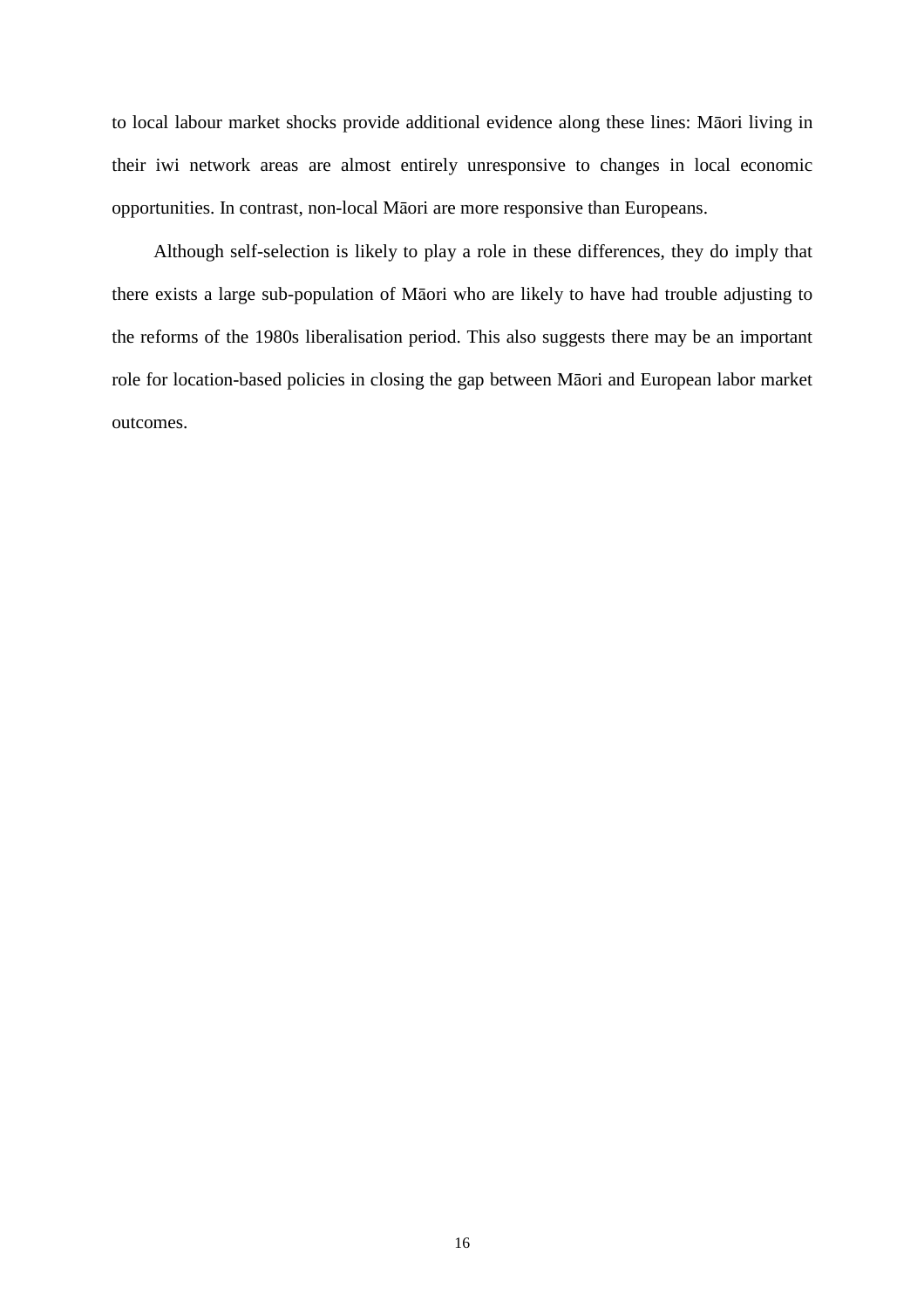to local labour market shocks provide additional evidence along these lines: Māori living in their iwi network areas are almost entirely unresponsive to changes in local economic opportunities. In contrast, non-local Māori are more responsive than Europeans.

Although self-selection is likely to play a role in these differences, they do imply that there exists a large sub-population of Māori who are likely to have had trouble adjusting to the reforms of the 1980s liberalisation period. This also suggests there may be an important role for location-based policies in closing the gap between Māori and European labor market outcomes.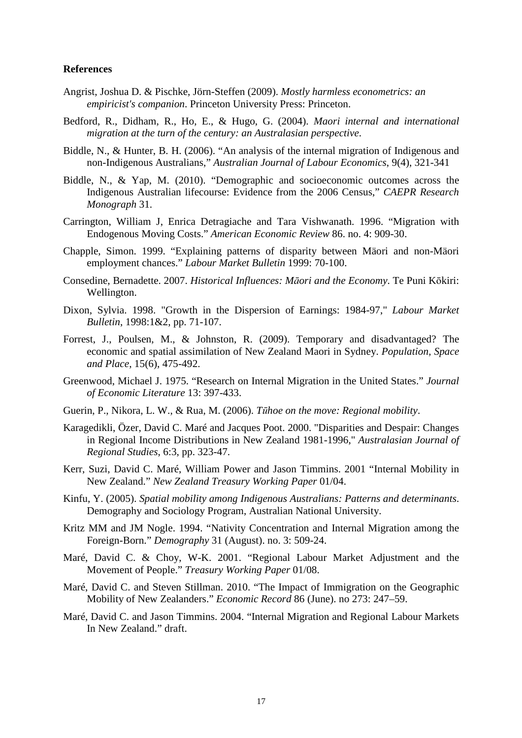**References**

Angrist, Joshua D. & Pischke, Jörn-Steffen (2009). *Mostly harmless econometrics: an empiricist's companion*. Princeton University Press: Princeton.

Bedford, R., Didham, R., Ho, E., & Hugo, G. (2004). *Maori internal and international migration at the turn of the century: an Australasian perspective*.

Biddle, N., & Hunter, B. H. (2006). "An analysis of the internal migration of Indigenous and non-Indigenous Australians," *Australian Journal of Labour Economics*, 9(4), 321-341

Biddle, N., & Yap, M. (2010). "Demographic and socioeconomic outcomes across the Indigenous Australian lifecourse: Evidence from the 2006 Census," *CAEPR Research Monograph* 31.

Carrington, William J, Enrica Detragiache and Tara Vishwanath. 1996. "Migration with Endogenous Moving Costs." *American Economic Review* 86. no. 4: 909-30.

Chapple, Simon. 1999. "Explaining patterns of disparity between Mäori and non-Mäori employment chances." *Labour Market Bulletin* 1999: 70-100.

Consedine, Bernadette. 2007. *Historical Influences: Māori and the Economy*. Te Puni Kōkiri: Wellington.

Dixon, Sylvia. 1998. "Growth in the Dispersion of Earnings: 1984-97," *Labour Market Bulletin*, 1998:1&2, pp. 71-107.

Forrest, J., Poulsen, M., & Johnston, R. (2009). Temporary and disadvantaged? The economic and spatial assimilation of New Zealand Maori in Sydney. *Population, Space and Place*, 15(6), 475-492.

Greenwood, Michael J. 1975. "Research on Internal Migration in the United States." *Journal of Economic Literature* 13: 397-433.

Guerin, P., Nikora, L. W., & Rua, M. (2006). *Tūhoe on the move: Regional mobility*.

Karagedikli, Özer, David C. Maré and Jacques Poot. 2000. "Disparities and Despair: Changes in Regional Income Distributions in New Zealand 1981-1996," *Australasian Journal of Regional Studies*, 6:3, pp. 323-47.

Kerr, Suzi, David C. Maré, William Power and Jason Timmins. 2001 "Internal Mobility in New Zealand." *New Zealand Treasury Working Paper* 01/04.

Kinfu, Y. (2005). *Spatial mobility among Indigenous Australians: Patterns and determinants*. Demography and Sociology Program, Australian National University.

Kritz MM and JM Nogle. 1994. "Nativity Concentration and Internal Migration among the Foreign-Born." *Demography* 31 (August). no. 3: 509-24.

Maré, David C. & Choy, W-K. 2001. "Regional Labour Market Adjustment and the Movement of People." *Treasury Working Paper* 01/08.

Maré, David C. and Steven Stillman. 2010. "The Impact of Immigration on the Geographic Mobility of New Zealanders." *Economic Record* 86 (June). no 273: 247–59.

Maré, David C. and Jason Timmins. 2004. "Internal Migration and Regional Labour Markets In New Zealand." draft.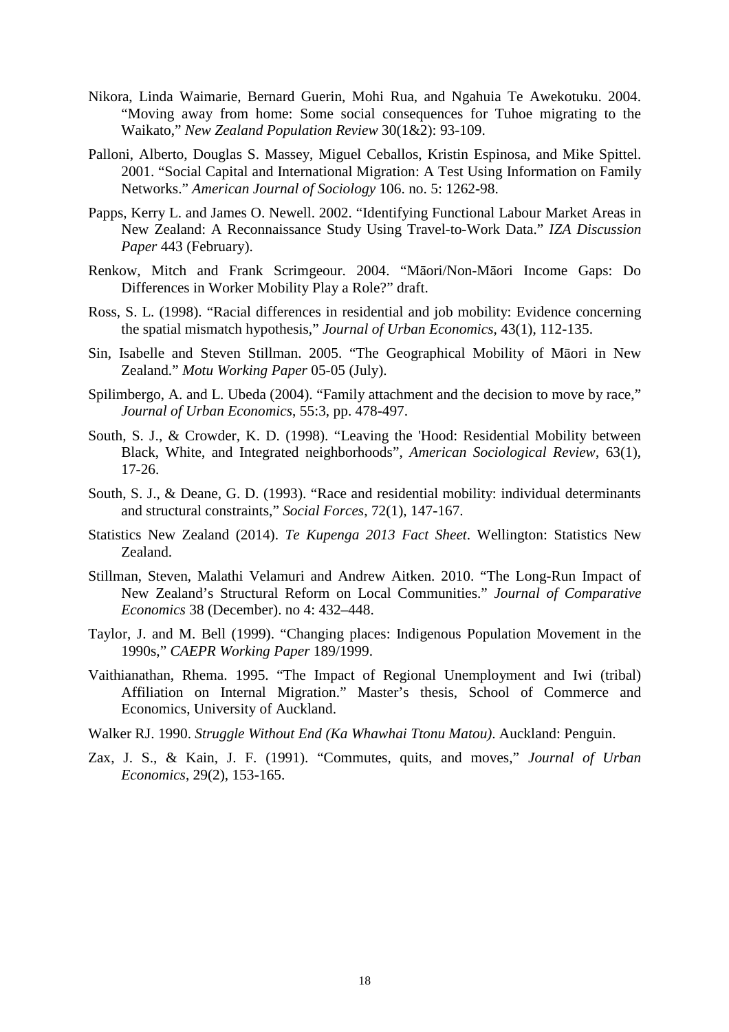Nikora, Linda Waimarie, Bernard Guerin, Mohi Rua, and Ngahuia Te Awekotuku. 2004. "Moving away from home: Some social consequences for Tuhoe migrating to the Waikato," *New Zealand Population Review* 30(1&2): 93-109.

Palloni, Alberto, Douglas S. Massey, Miguel Ceballos, Kristin Espinosa, and Mike Spittel. 2001. "Social Capital and International Migration: A Test Using Information on Family Networks." *American Journal of Sociology* 106. no. 5: 1262-98.

Papps, Kerry L. and James O. Newell. 2002. "Identifying Functional Labour Market Areas in New Zealand: A Reconnaissance Study Using Travel-to-Work Data." *IZA Discussion Paper* 443 (February).

Renkow, Mitch and Frank Scrimgeour. 2004. "Māori/Non-Māori Income Gaps: Do Differences in Worker Mobility Play a Role?" draft.

Ross, S. L. (1998). "Racial differences in residential and job mobility: Evidence concerning the spatial mismatch hypothesis," *Journal of Urban Economics*, 43(1), 112-135.

Sin, Isabelle and Steven Stillman. 2005. "The Geographical Mobility of Māori in New Zealand." *Motu Working Paper* 05-05 (July).

Spilimbergo, A. and L. Ubeda (2004). "Family attachment and the decision to move by race," *Journal of Urban Economics*, 55:3, pp. 478-497.

South, S. J., & Crowder, K. D. (1998). "Leaving the 'Hood: Residential Mobility between Black, White, and Integrated neighborhoods", *American Sociological Review*, 63(1), 17-26.

South, S. J., & Deane, G. D. (1993). "Race and residential mobility: individual determinants and structural constraints," *Social Forces*, 72(1), 147-167.

Statistics New Zealand (2014). *Te Kupenga 2013 Fact Sheet*. Wellington: Statistics New Zealand.

Stillman, Steven, Malathi Velamuri and Andrew Aitken. 2010. "The Long-Run Impact of New Zealand's Structural Reform on Local Communities." *Journal of Comparative Economics* 38 (December). no 4: 432–448.

Taylor, J. and M. Bell (1999). "Changing places: Indigenous Population Movement in the 1990s," *CAEPR Working Paper* 189/1999.

Vaithianathan, Rhema. 1995. "The Impact of Regional Unemployment and Iwi (tribal) Affiliation on Internal Migration." Master's thesis, School of Commerce and Economics, University of Auckland.

Walker RJ. 1990. *Struggle Without End (Ka Whawhai Ttonu Matou)*. Auckland: Penguin.

Zax, J. S., & Kain, J. F. (1991). "Commutes, quits, and moves," *Journal of Urban Economics*, 29(2), 153-165.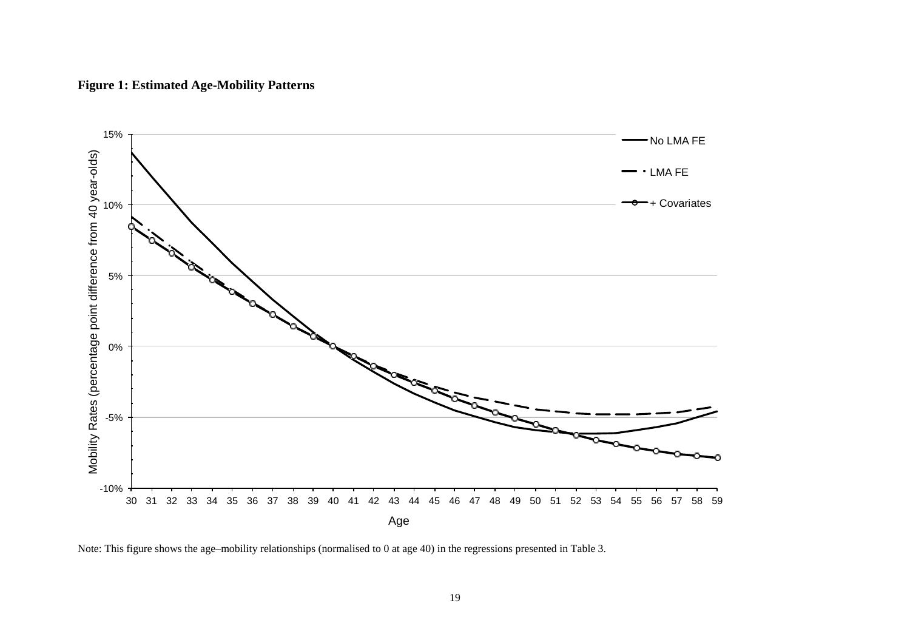**Figure 1: Estimated Age-Mobility Patterns**

Note: This figure shows the age–mobility relationships (normalised to 0 at age 40) in the regressions presented in Table 3.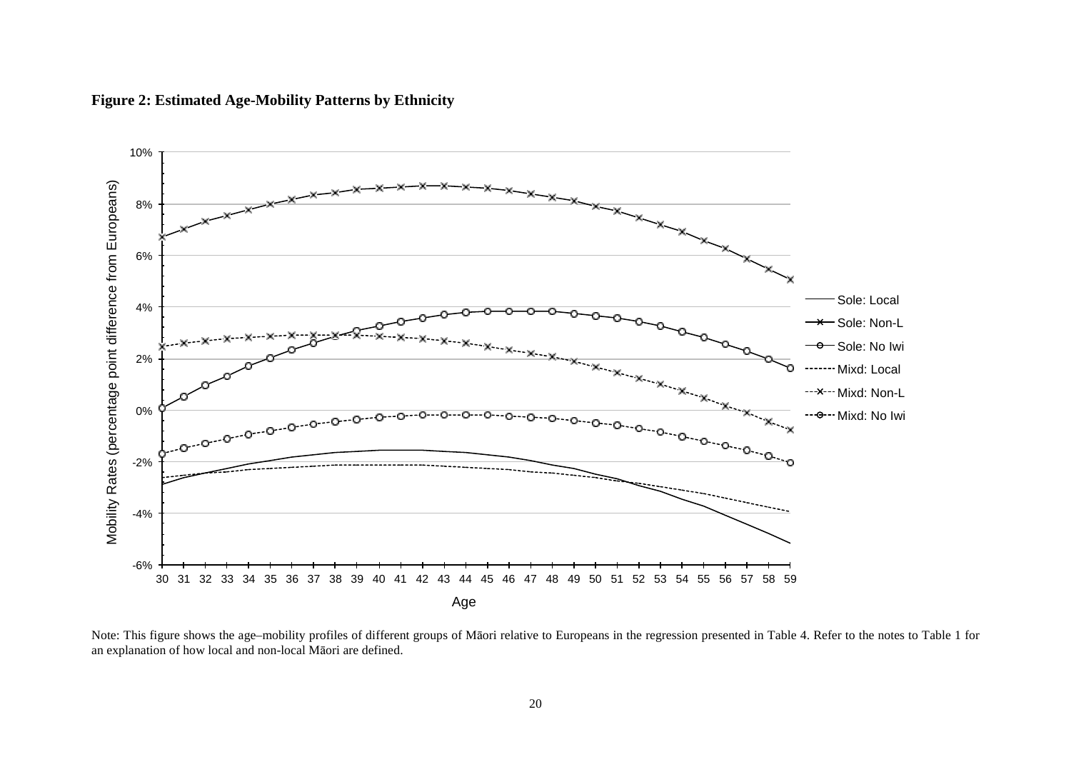**Figure 2: Estimated Age-Mobility Patterns by Ethnicity**

Note: This figure shows the age–mobility profiles of different groups of Māori relative to Europeans in the regression presented in Table 4. Refer to the notes to Table 1 for an explanation of how local and non-local Māori are defined.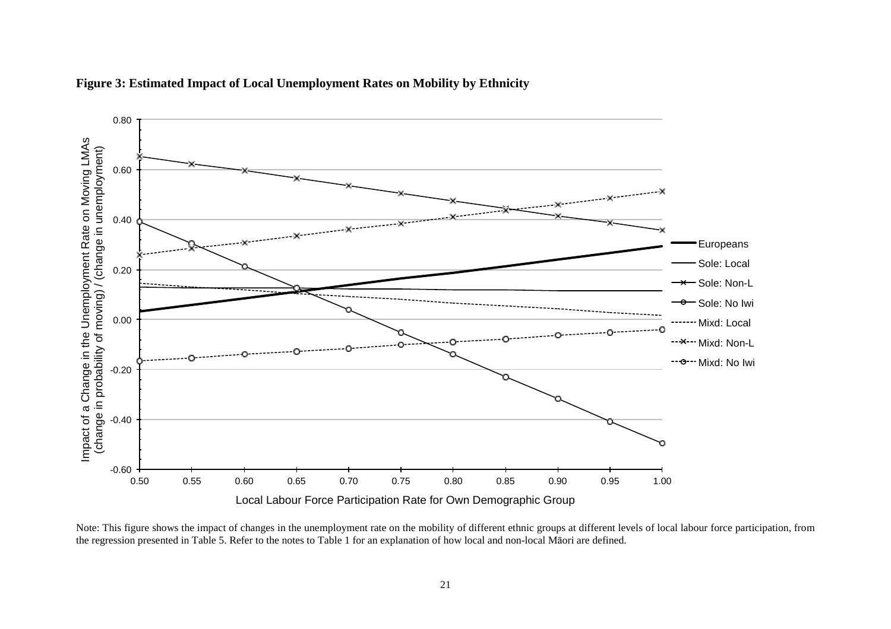**Figure 3: Estimated Impact of Local Unemployment Rates on Mobility by Ethnicity**

Note: This figure shows the impact of changes in the unemployment rate on the mobility of different ethnic groups at different levels of local labour force participation, from the regression presented in Table 5. Refer to the notes to Table 1 for an explanation of how local and non-local Māori are defined.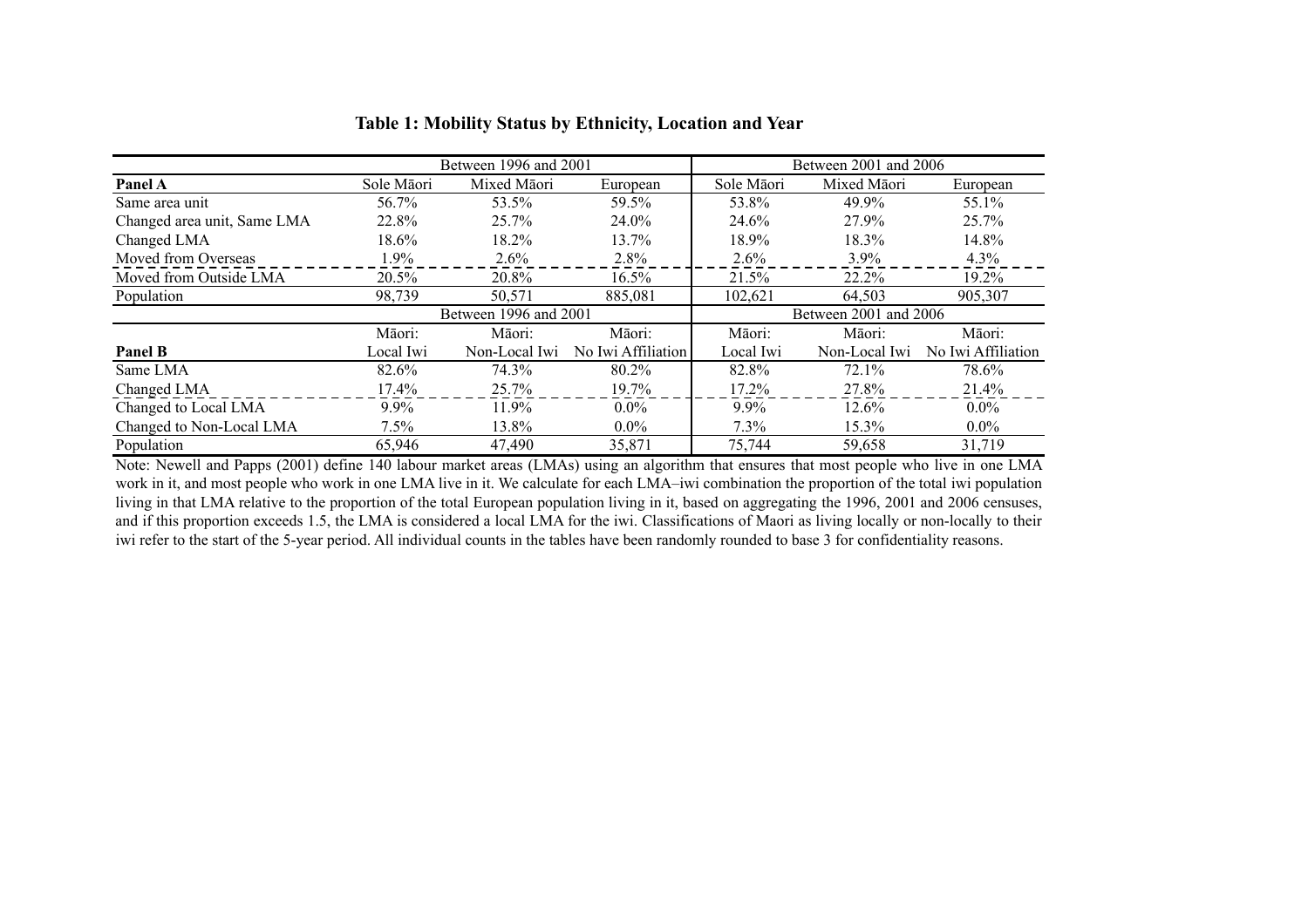**Table 1: Mobility Status by Ethnicity, Location and Year**

| | Between 1996 and 2001 | | | Between 2001 and 2006 | | |
|---|---|---|---|---|---|---|
| **Panel A** | Sole Māori | Mixed Māori | European | Sole Māori | Mixed Māori | European |
| Same area unit | 56.7% | 53.5% | 59.5% | 53.8% | 49.9% | 55.1% |
| Changed area unit, Same LMA | 22.8% | 25.7% | 24.0% | 24.6% | 27.9% | 25.7% |
| Changed LMA | 18.6% | 18.2% | 13.7% | 18.9% | 18.3% | 14.8% |
| Moved from Overseas | 1.9% | 2.6% | 2.8% | 2.6% | 3.9% | 4.3% |
| Moved from Outside LMA | 20.5% | 20.8% | 16.5% | 21.5% | 22.2% | 19.2% |
| Population | 98,739 | 50,571 | 885,081 | 102,621 | 64,503 | 905,307 |
| | Between 1996 and 2001 | | | Between 2001 and 2006 | | |
| **Panel B** | Māori: Local Iwi | Māori: Non-Local Iwi | Māori: No Iwi Affiliation | Māori: Local Iwi | Māori: Non-Local Iwi | Māori: No Iwi Affiliation |
| Same LMA | 82.6% | 74.3% | 80.2% | 82.8% | 72.1% | 78.6% |
| Changed LMA | 17.4% | 25.7% | 19.7% | 17.2% | 27.8% | 21.4% |
| Changed to Local LMA | 9.9% | 11.9% | 0.0% | 9.9% | 12.6% | 0.0% |
| Changed to Non-Local LMA | 7.5% | 13.8% | 0.0% | 7.3% | 15.3% | 0.0% |
| Population | 65,946 | 47,490 | 35,871 | 75,744 | 59,658 | 31,719 |

Note: Newell and Papps (2001) define 140 labour market areas (LMAs) using an algorithm that ensures that most people who live in one LMA work in it, and most people who work in one LMA live in it. We calculate for each LMA–iwi combination the proportion of the total iwi population living in that LMA relative to the proportion of the total European population living in it, based on aggregating the 1996, 2001 and 2006 censuses, and if this proportion exceeds 1.5, the LMA is considered a local LMA for the iwi. Classifications of Maori as living locally or non-locally to their iwi refer to the start of the 5-year period. All individual counts in the tables have been randomly rounded to base 3 for confidentiality reasons.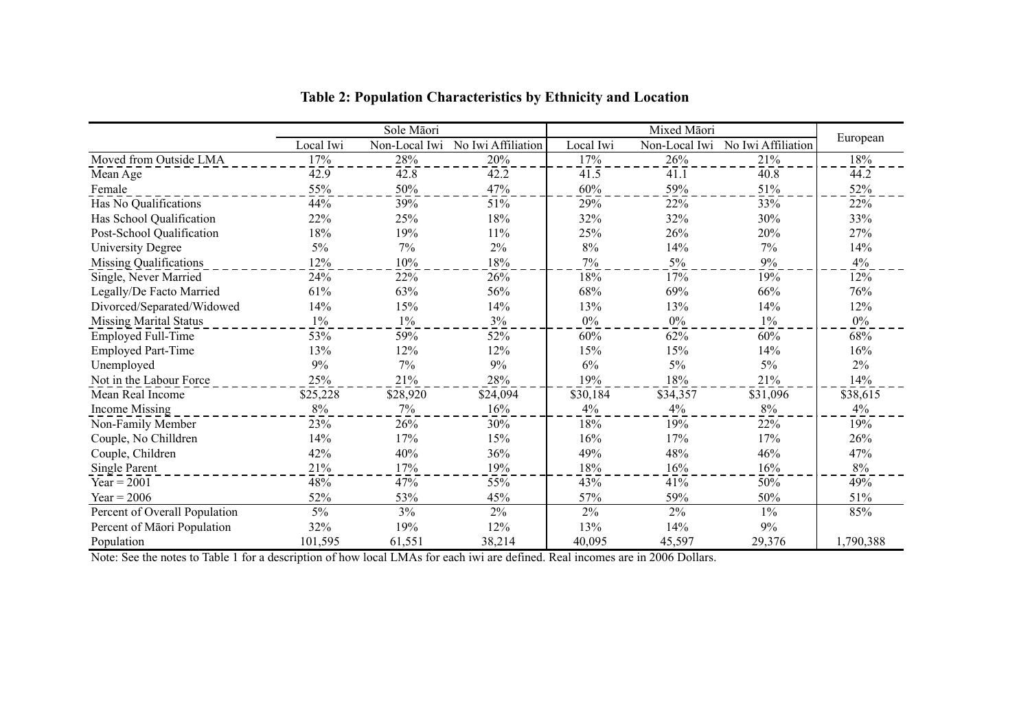**Table 2: Population Characteristics by Ethnicity and Location**

| | Sole Māori | | | Mixed Māori | | | European |
|---|---|---|---|---|---|---|---|
| | Local Iwi | Non-Local Iwi | No Iwi Affiliation | Local Iwi | Non-Local Iwi | No Iwi Affiliation | |
| Moved from Outside LMA | 17% | 28% | 20% | 17% | 26% | 21% | 18% |
| Mean Age | 42.9 | 42.8 | 42.2 | 41.5 | 41.1 | 40.8 | 44.2 |
| Female | 55% | 50% | 47% | 60% | 59% | 51% | 52% |
| Has No Qualifications | 44% | 39% | 51% | 29% | 22% | 33% | 22% |
| Has School Qualification | 22% | 25% | 18% | 32% | 32% | 30% | 33% |
| Post-School Qualification | 18% | 19% | 11% | 25% | 26% | 20% | 27% |
| University Degree | 5% | 7% | 2% | 8% | 14% | 7% | 14% |
| Missing Qualifications | 12% | 10% | 18% | 7% | 5% | 9% | 4% |
| Single, Never Married | 24% | 22% | 26% | 18% | 17% | 19% | 12% |
| Legally/De Facto Married | 61% | 63% | 56% | 68% | 69% | 66% | 76% |
| Divorced/Separated/Widowed | 14% | 15% | 14% | 13% | 13% | 14% | 12% |
| Missing Marital Status | 1% | 1% | 3% | 0% | 0% | 1% | 0% |
| Employed Full-Time | 53% | 59% | 52% | 60% | 62% | 60% | 68% |
| Employed Part-Time | 13% | 12% | 12% | 15% | 15% | 14% | 16% |
| Unemployed | 9% | 7% | 9% | 6% | 5% | 5% | 2% |
| Not in the Labour Force | 25% | 21% | 28% | 19% | 18% | 21% | 14% |
| Mean Real Income | $25,228 | $28,920 | $24,094 | $30,184 | $34,357 | $31,096 | $38,615 |
| Income Missing | 8% | 7% | 16% | 4% | 4% | 8% | 4% |
| Non-Family Member | 23% | 26% | 30% | 18% | 19% | 22% | 19% |
| Couple, No Chilldren | 14% | 17% | 15% | 16% | 17% | 17% | 26% |
| Couple, Children | 42% | 40% | 36% | 49% | 48% | 46% | 47% |
| Single Parent | 21% | 17% | 19% | 18% | 16% | 16% | 8% |
| Year = 2001 | 48% | 47% | 55% | 43% | 41% | 50% | 49% |
| Year = 2006 | 52% | 53% | 45% | 57% | 59% | 50% | 51% |
| Percent of Overall Population | 5% | 3% | 2% | 2% | 2% | 1% | 85% |
| Percent of Māori Population | 32% | 19% | 12% | 13% | 14% | 9% | |
| Population | 101,595 | 61,551 | 38,214 | 40,095 | 45,597 | 29,376 | 1,790,388 |

Note: See the notes to Table 1 for a description of how local LMAs for each iwi are defined. Real incomes are in 2006 Dollars.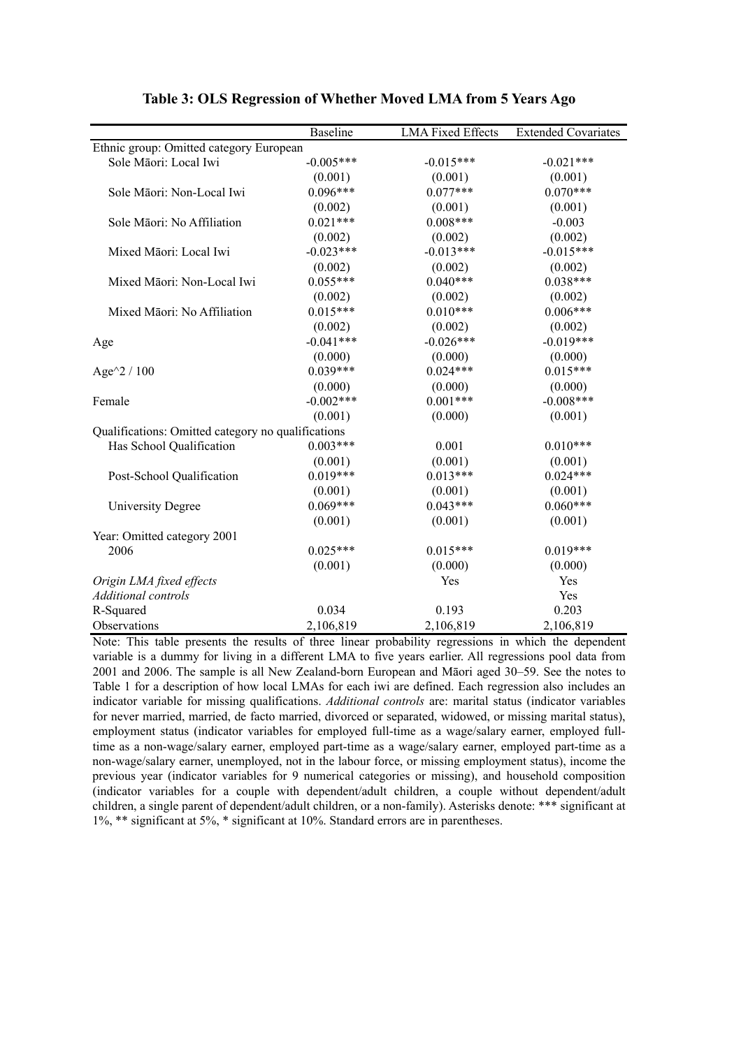**Table 3: OLS Regression of Whether Moved LMA from 5 Years Ago**

| | Baseline | LMA Fixed Effects | Extended Covariates |
|---|---|---|---|
| Ethnic group: Omitted category European | | | |
| Sole Māori: Local Iwi | -0.005*** | -0.015*** | -0.021*** |
| | (0.001) | (0.001) | (0.001) |
| Sole Māori: Non-Local Iwi | 0.096*** | 0.077*** | 0.070*** |
| | (0.002) | (0.001) | (0.001) |
| Sole Māori: No Affiliation | 0.021*** | 0.008*** | -0.003 |
| | (0.002) | (0.002) | (0.002) |
| Mixed Māori: Local Iwi | -0.023*** | -0.013*** | -0.015*** |
| | (0.002) | (0.002) | (0.002) |
| Mixed Māori: Non-Local Iwi | 0.055*** | 0.040*** | 0.038*** |
| | (0.002) | (0.002) | (0.002) |
| Mixed Māori: No Affiliation | 0.015*** | 0.010*** | 0.006*** |
| | (0.002) | (0.002) | (0.002) |
| Age | -0.041*** | -0.026*** | -0.019*** |
| | (0.000) | (0.000) | (0.000) |
| Age^2 / 100 | 0.039*** | 0.024*** | 0.015*** |
| | (0.000) | (0.000) | (0.000) |
| Female | -0.002*** | 0.001*** | -0.008*** |
| | (0.001) | (0.000) | (0.001) |
| Qualifications: Omitted category no qualifications | | | |
| Has School Qualification | 0.003*** | 0.001 | 0.010*** |
| | (0.001) | (0.001) | (0.001) |
| Post-School Qualification | 0.019*** | 0.013*** | 0.024*** |
| | (0.001) | (0.001) | (0.001) |
| University Degree | 0.069*** | 0.043*** | 0.060*** |
| | (0.001) | (0.001) | (0.001) |
| Year: Omitted category 2001 | | | |
| 2006 | 0.025*** | 0.015*** | 0.019*** |
| | (0.001) | (0.000) | (0.000) |
| *Origin LMA fixed effects* | | Yes | Yes |
| *Additional controls* | | | Yes |
| R-Squared | 0.034 | 0.193 | 0.203 |
| Observations | 2,106,819 | 2,106,819 | 2,106,819 |

Note: This table presents the results of three linear probability regressions in which the dependent variable is a dummy for living in a different LMA to five years earlier. All regressions pool data from 2001 and 2006. The sample is all New Zealand-born European and Māori aged 30–59. See the notes to Table 1 for a description of how local LMAs for each iwi are defined. Each regression also includes an indicator variable for missing qualifications. *Additional controls* are: marital status (indicator variables for never married, married, de facto married, divorced or separated, widowed, or missing marital status), employment status (indicator variables for employed full-time as a wage/salary earner, employed full-time as a non-wage/salary earner, employed part-time as a wage/salary earner, employed part-time as a non-wage/salary earner, unemployed, not in the labour force, or missing employment status), income the previous year (indicator variables for 9 numerical categories or missing), and household composition (indicator variables for a couple with dependent/adult children, a couple without dependent/adult children, a single parent of dependent/adult children, or a non-family). Asterisks denote: *** significant at 1%, ** significant at 5%, * significant at 10%. Standard errors are in parentheses.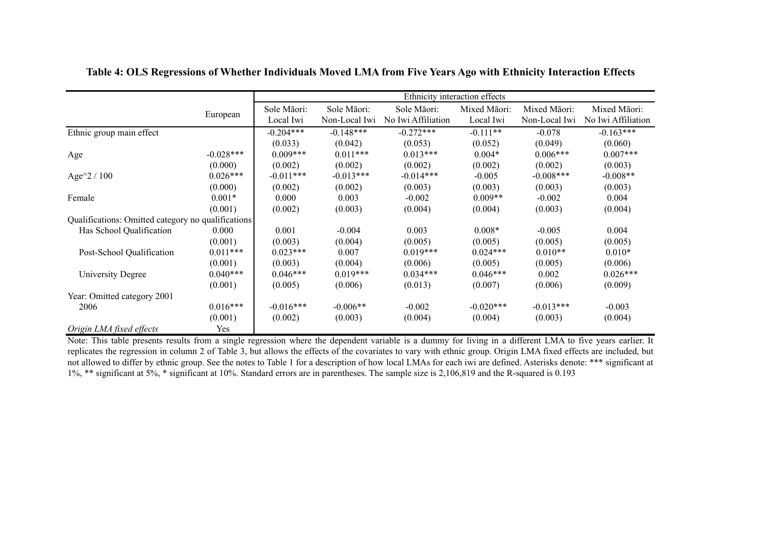**Table 4: OLS Regressions of Whether Individuals Moved LMA from Five Years Ago with Ethnicity Interaction Effects**

| | | Ethnicity interaction effects | | | | | |
|---|---|---|---|---|---|---|---|
| | European | Sole Māori: Local Iwi | Sole Māori: Non-Local Iwi | Sole Māori: No Iwi Affiliation | Mixed Māori: Local Iwi | Mixed Māori: Non-Local Iwi | Mixed Māori: No Iwi Affiliation |
| Ethnic group main effect | | -0.204*** | -0.148*** | -0.272*** | -0.111** | -0.078 | -0.163*** |
| | | (0.033) | (0.042) | (0.053) | (0.052) | (0.049) | (0.060) |
| Age | -0.028*** | 0.009*** | 0.011*** | 0.013*** | 0.004* | 0.006*** | 0.007*** |
| | (0.000) | (0.002) | (0.002) | (0.002) | (0.002) | (0.002) | (0.003) |
| Age^2 / 100 | 0.026*** | -0.011*** | -0.013*** | -0.014*** | -0.005 | -0.008*** | -0.008** |
| | (0.000) | (0.002) | (0.002) | (0.003) | (0.003) | (0.003) | (0.003) |
| Female | 0.001* | 0.000 | 0.003 | -0.002 | 0.009** | -0.002 | 0.004 |
| | (0.001) | (0.002) | (0.003) | (0.004) | (0.004) | (0.003) | (0.004) |
| Qualifications: Omitted category no qualifications | | | | | | | |
| Has School Qualification | 0.000 | 0.001 | -0.004 | 0.003 | 0.008* | -0.005 | 0.004 |
| | (0.001) | (0.003) | (0.004) | (0.005) | (0.005) | (0.005) | (0.005) |
| Post-School Qualification | 0.011*** | 0.023*** | 0.007 | 0.019*** | 0.024*** | 0.010** | 0.010* |
| | (0.001) | (0.003) | (0.004) | (0.006) | (0.005) | (0.005) | (0.006) |
| University Degree | 0.040*** | 0.046*** | 0.019*** | 0.034*** | 0.046*** | 0.002 | 0.026*** |
| | (0.001) | (0.005) | (0.006) | (0.013) | (0.007) | (0.006) | (0.009) |
| Year: Omitted category 2001 | | | | | | | |
| 2006 | 0.016*** | -0.016*** | -0.006** | -0.002 | -0.020*** | -0.013*** | -0.003 |
| | (0.001) | (0.002) | (0.003) | (0.004) | (0.004) | (0.003) | (0.004) |
| *Origin LMA fixed effects* | Yes | | | | | | |

Note: This table presents results from a single regression where the dependent variable is a dummy for living in a different LMA to five years earlier. It replicates the regression in column 2 of Table 3, but allows the effects of the covariates to vary with ethnic group. Origin LMA fixed effects are included, but not allowed to differ by ethnic group. See the notes to Table 1 for a description of how local LMAs for each iwi are defined. Asterisks denote: *** significant at 1%, ** significant at 5%, * significant at 10%. Standard errors are in parentheses. The sample size is 2,106,819 and the R-squared is 0.193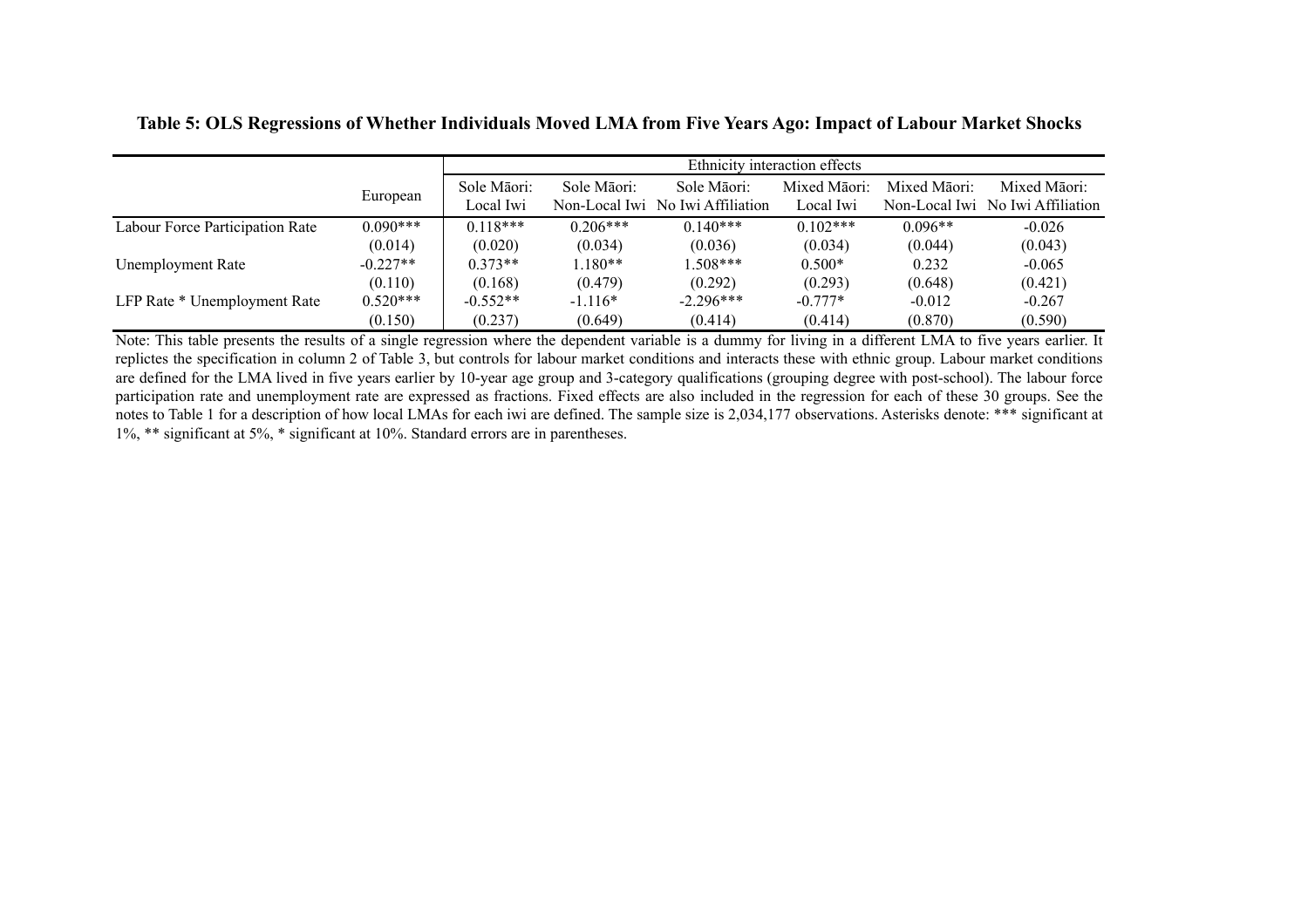**Table 5: OLS Regressions of Whether Individuals Moved LMA from Five Years Ago: Impact of Labour Market Shocks**

| | European | Ethnicity interaction effects | | | | | |
|---|---|---|---|---|---|---|---|
| | | Sole Māori: Local Iwi | Sole Māori: Non-Local Iwi | Sole Māori: No Iwi Affiliation | Mixed Māori: Local Iwi | Mixed Māori: Non-Local Iwi | Mixed Māori: No Iwi Affiliation |
| Labour Force Participation Rate | 0.090*** | 0.118*** | 0.206*** | 0.140*** | 0.102*** | 0.096** | -0.026 |
| | (0.014) | (0.020) | (0.034) | (0.036) | (0.034) | (0.044) | (0.043) |
| Unemployment Rate | -0.227** | 0.373** | 1.180** | 1.508*** | 0.500* | 0.232 | -0.065 |
| | (0.110) | (0.168) | (0.479) | (0.292) | (0.293) | (0.648) | (0.421) |
| LFP Rate * Unemployment Rate | 0.520*** | -0.552** | -1.116* | -2.296*** | -0.777* | -0.012 | -0.267 |
| | (0.150) | (0.237) | (0.649) | (0.414) | (0.414) | (0.870) | (0.590) |

Note: This table presents the results of a single regression where the dependent variable is a dummy for living in a different LMA to five years earlier. It replictes the specification in column 2 of Table 3, but controls for labour market conditions and interacts these with ethnic group. Labour market conditions are defined for the LMA lived in five years earlier by 10-year age group and 3-category qualifications (grouping degree with post-school). The labour force participation rate and unemployment rate are expressed as fractions. Fixed effects are also included in the regression for each of these 30 groups. See the notes to Table 1 for a description of how local LMAs for each iwi are defined. The sample size is 2,034,177 observations. Asterisks denote: *** significant at 1%, ** significant at 5%, * significant at 10%. Standard errors are in parentheses.